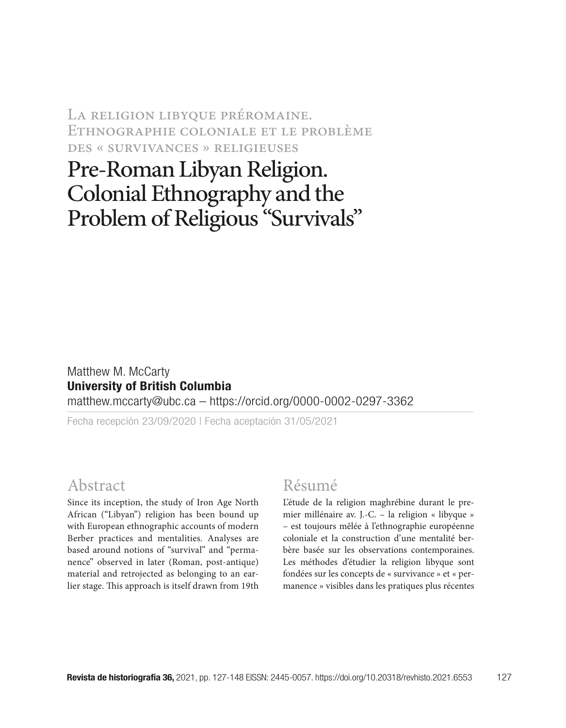# La religion libyque préromaine. Ethnographie coloniale et le problème des « survivances » religieuses

# Pre-Roman Libyan Religion. Colonial Ethnography and the Problem of Religious "Survivals"

Matthew M. McCarty
**University of British Columbia**
matthew.mccarty@ubc.ca – https://orcid.org/0000-0002-0297-3362

Fecha recepción 23/09/2020 | Fecha aceptación 31/05/2021

## Abstract

Since its inception, the study of Iron Age North African ("Libyan") religion has been bound up with European ethnographic accounts of modern Berber practices and mentalities. Analyses are based around notions of "survival" and "permanence" observed in later (Roman, post-antique) material and retrojected as belonging to an earlier stage. This approach is itself drawn from 19th

## Résumé

L'étude de la religion maghrébine durant le premier millénaire av. J.-C. – la religion « libyque » – est toujours mêlée à l'ethnographie européenne coloniale et la construction d'une mentalité berbère basée sur les observations contemporaines. Les méthodes d'étudier la religion libyque sont fondées sur les concepts de « survivance » et « permanence » visibles dans les pratiques plus récentes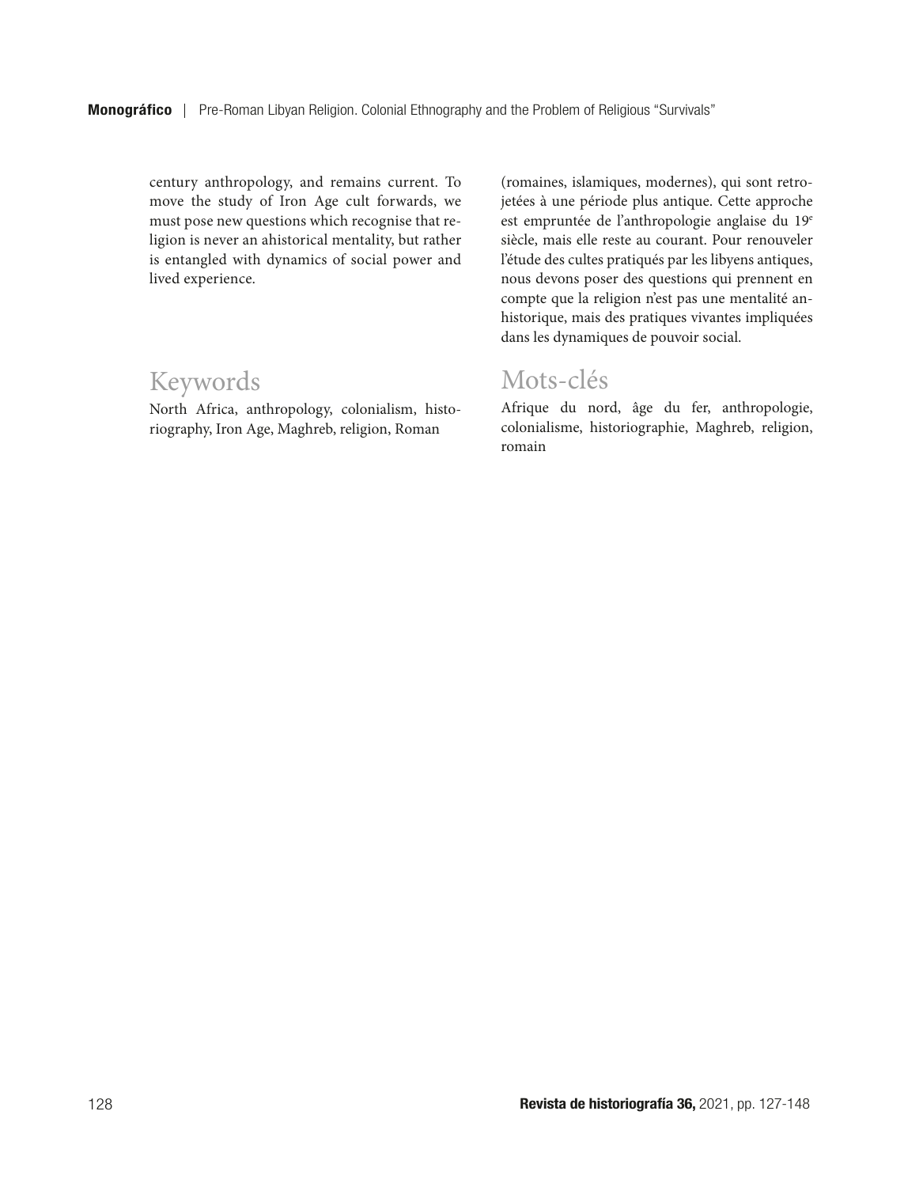century anthropology, and remains current. To move the study of Iron Age cult forwards, we must pose new questions which recognise that religion is never an ahistorical mentality, but rather is entangled with dynamics of social power and lived experience.

## Keywords

North Africa, anthropology, colonialism, historiography, Iron Age, Maghreb, religion, Roman

(romaines, islamiques, modernes), qui sont retrojetées à une période plus antique. Cette approche est empruntée de l'anthropologie anglaise du 19e siècle, mais elle reste au courant. Pour renouveler l'étude des cultes pratiqués par les libyens antiques, nous devons poser des questions qui prennent en compte que la religion n'est pas une mentalité anhistorique, mais des pratiques vivantes impliquées dans les dynamiques de pouvoir social.

## Mots-clés

Afrique du nord, âge du fer, anthropologie, colonialisme, historiographie, Maghreb, religion, romain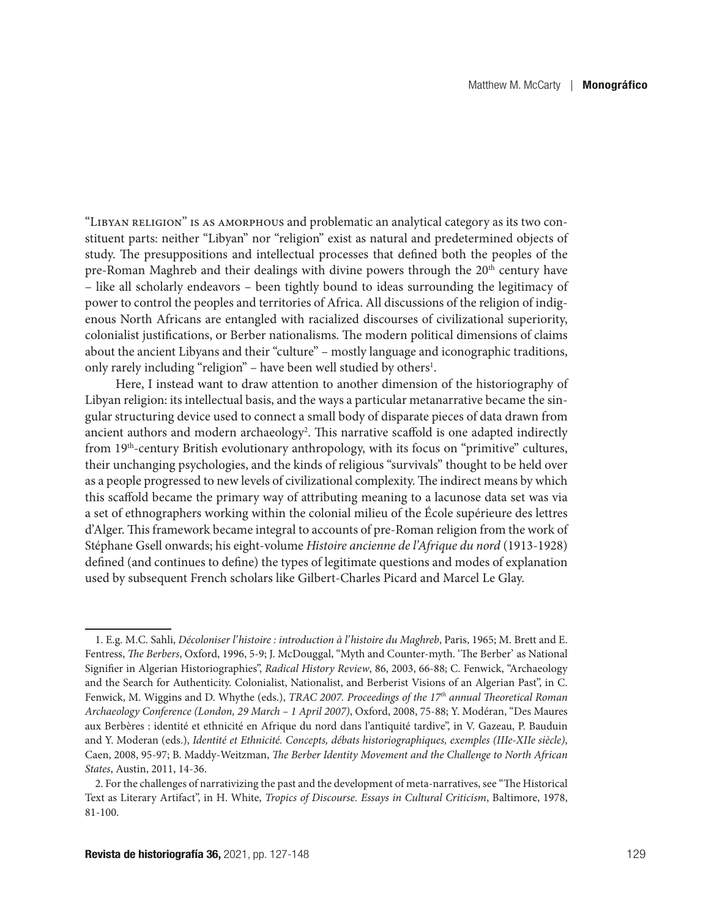"Libyan religion" is as amorphous and problematic an analytical category as its two constituent parts: neither "Libyan" nor "religion" exist as natural and predetermined objects of study. The presuppositions and intellectual processes that defined both the peoples of the pre-Roman Maghreb and their dealings with divine powers through the 20th century have – like all scholarly endeavors – been tightly bound to ideas surrounding the legitimacy of power to control the peoples and territories of Africa. All discussions of the religion of indigenous North Africans are entangled with racialized discourses of civilizational superiority, colonialist justifications, or Berber nationalisms. The modern political dimensions of claims about the ancient Libyans and their "culture" – mostly language and iconographic traditions, only rarely including "religion" – have been well studied by others[1].

Here, I instead want to draw attention to another dimension of the historiography of Libyan religion: its intellectual basis, and the ways a particular metanarrative became the singular structuring device used to connect a small body of disparate pieces of data drawn from ancient authors and modern archaeology[2]. This narrative scaffold is one adapted indirectly from 19th-century British evolutionary anthropology, with its focus on "primitive" cultures, their unchanging psychologies, and the kinds of religious "survivals" thought to be held over as a people progressed to new levels of civilizational complexity. The indirect means by which this scaffold became the primary way of attributing meaning to a lacunose data set was via a set of ethnographers working within the colonial milieu of the École supérieure des lettres d'Alger. This framework became integral to accounts of pre-Roman religion from the work of Stéphane Gsell onwards; his eight-volume *Histoire ancienne de l'Afrique du nord* (1913-1928) defined (and continues to define) the types of legitimate questions and modes of explanation used by subsequent French scholars like Gilbert-Charles Picard and Marcel Le Glay.

---

1. E.g. M.C. Sahli, *Décoloniser l'histoire : introduction à l'histoire du Maghreb*, Paris, 1965; M. Brett and E. Fentress, *The Berbers*, Oxford, 1996, 5-9; J. McDouggal, "Myth and Counter-myth. 'The Berber' as National Signifier in Algerian Historiographies", *Radical History Review*, 86, 2003, 66-88; C. Fenwick, "Archaeology and the Search for Authenticity. Colonialist, Nationalist, and Berberist Visions of an Algerian Past", in C. Fenwick, M. Wiggins and D. Whythe (eds.), *TRAC 2007. Proceedings of the 17th annual Theoretical Roman Archaeology Conference (London, 29 March – 1 April 2007)*, Oxford, 2008, 75-88; Y. Modéran, "Des Maures aux Berbères : identité et ethnicité en Afrique du nord dans l'antiquité tardive", in V. Gazeau, P. Bauduin and Y. Moderan (eds.), *Identité et Ethnicité. Concepts, débats historiographiques, exemples (IIIe-XIIe siècle)*, Caen, 2008, 95-97; B. Maddy-Weitzman, *The Berber Identity Movement and the Challenge to North African States*, Austin, 2011, 14-36.

2. For the challenges of narrativizing the past and the development of meta-narratives, see "The Historical Text as Literary Artifact", in H. White, *Tropics of Discourse. Essays in Cultural Criticism*, Baltimore, 1978, 81-100.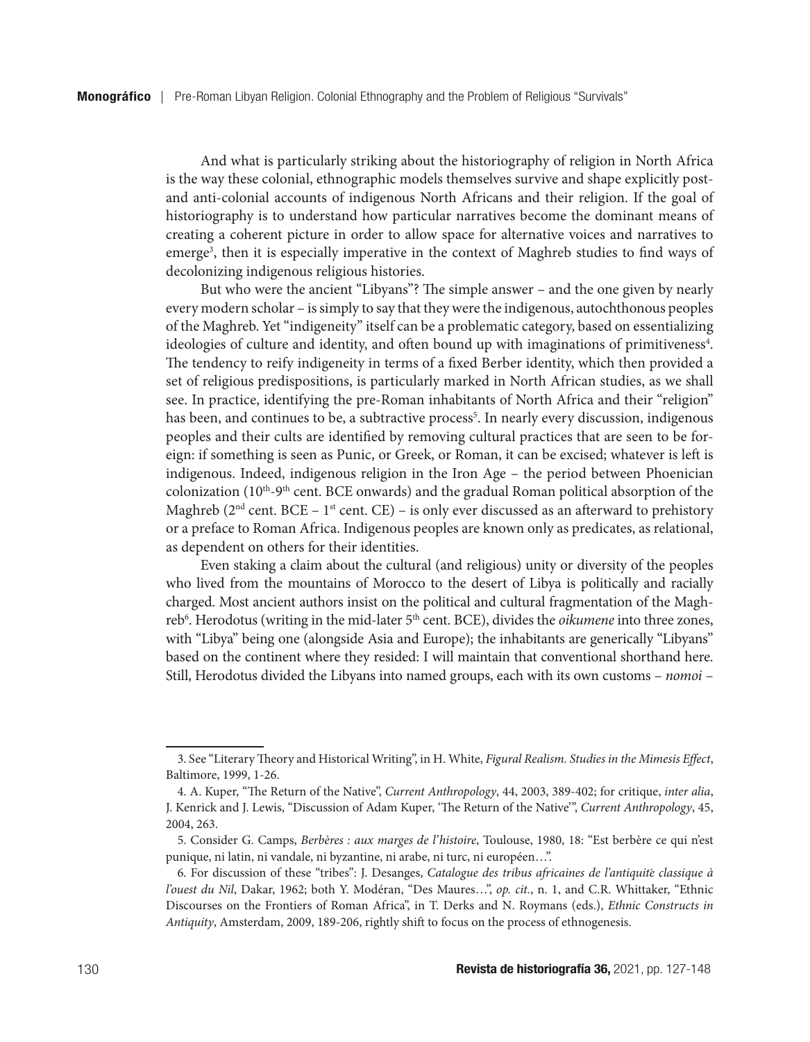And what is particularly striking about the historiography of religion in North Africa is the way these colonial, ethnographic models themselves survive and shape explicitly post- and anti-colonial accounts of indigenous North Africans and their religion. If the goal of historiography is to understand how particular narratives become the dominant means of creating a coherent picture in order to allow space for alternative voices and narratives to emerge[3], then it is especially imperative in the context of Maghreb studies to find ways of decolonizing indigenous religious histories.

But who were the ancient "Libyans"? The simple answer – and the one given by nearly every modern scholar – is simply to say that they were the indigenous, autochthonous peoples of the Maghreb. Yet "indigeneity" itself can be a problematic category, based on essentializing ideologies of culture and identity, and often bound up with imaginations of primitiveness[4]. The tendency to reify indigeneity in terms of a fixed Berber identity, which then provided a set of religious predispositions, is particularly marked in North African studies, as we shall see. In practice, identifying the pre-Roman inhabitants of North Africa and their "religion" has been, and continues to be, a subtractive process[5]. In nearly every discussion, indigenous peoples and their cults are identified by removing cultural practices that are seen to be foreign: if something is seen as Punic, or Greek, or Roman, it can be excised; whatever is left is indigenous. Indeed, indigenous religion in the Iron Age – the period between Phoenician colonization (10th-9th cent. BCE onwards) and the gradual Roman political absorption of the Maghreb (2nd cent. BCE – 1st cent. CE) – is only ever discussed as an afterward to prehistory or a preface to Roman Africa. Indigenous peoples are known only as predicates, as relational, as dependent on others for their identities.

Even staking a claim about the cultural (and religious) unity or diversity of the peoples who lived from the mountains of Morocco to the desert of Libya is politically and racially charged. Most ancient authors insist on the political and cultural fragmentation of the Maghreb[6]. Herodotus (writing in the mid-later 5th cent. BCE), divides the *oikumene* into three zones, with "Libya" being one (alongside Asia and Europe); the inhabitants are generically "Libyans" based on the continent where they resided: I will maintain that conventional shorthand here. Still, Herodotus divided the Libyans into named groups, each with its own customs – *nomoi* –

---

3. See "Literary Theory and Historical Writing", in H. White, *Figural Realism. Studies in the Mimesis Effect*, Baltimore, 1999, 1-26.

4. A. Kuper, "The Return of the Native", *Current Anthropology*, 44, 2003, 389-402; for critique, *inter alia*, J. Kenrick and J. Lewis, "Discussion of Adam Kuper, 'The Return of the Native'", *Current Anthropology*, 45, 2004, 263.

5. Consider G. Camps, *Berbères : aux marges de l'histoire*, Toulouse, 1980, 18: "Est berbère ce qui n'est punique, ni latin, ni vandale, ni byzantine, ni arabe, ni turc, ni européen…".

6. For discussion of these "tribes": J. Desanges, *Catalogue des tribus africaines de l'antiquité classique à l'ouest du Nil*, Dakar, 1962; both Y. Modéran, "Des Maures…", *op. cit.*, n. 1, and C.R. Whittaker, "Ethnic Discourses on the Frontiers of Roman Africa", in T. Derks and N. Roymans (eds.), *Ethnic Constructs in Antiquity*, Amsterdam, 2009, 189-206, rightly shift to focus on the process of ethnogenesis.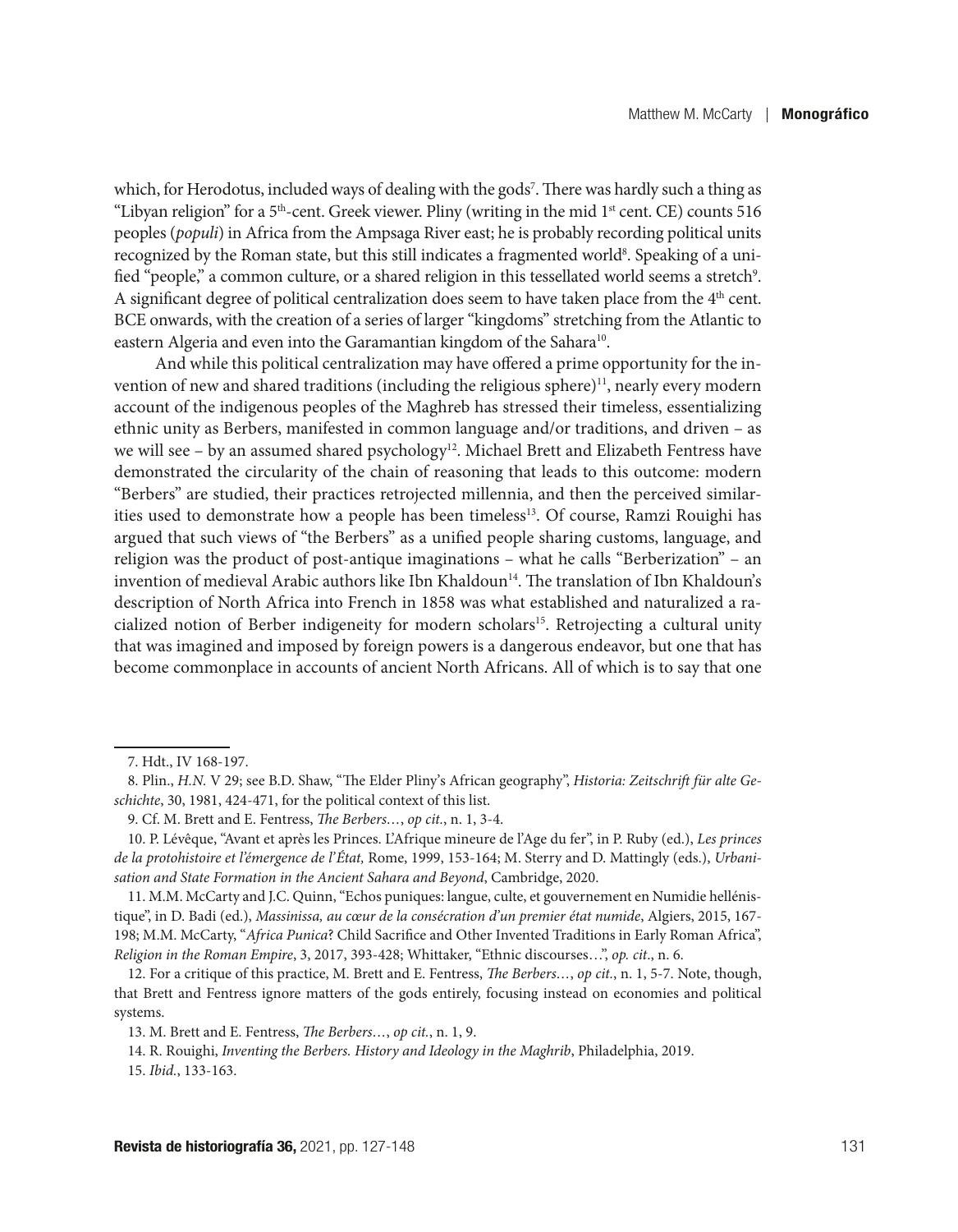which, for Herodotus, included ways of dealing with the gods[7]. There was hardly such a thing as "Libyan religion" for a 5th-cent. Greek viewer. Pliny (writing in the mid 1st cent. CE) counts 516 peoples (*populi*) in Africa from the Ampsaga River east; he is probably recording political units recognized by the Roman state, but this still indicates a fragmented world[8]. Speaking of a unified "people," a common culture, or a shared religion in this tessellated world seems a stretch[9]. A significant degree of political centralization does seem to have taken place from the 4th cent. BCE onwards, with the creation of a series of larger "kingdoms" stretching from the Atlantic to eastern Algeria and even into the Garamantian kingdom of the Sahara[10].

And while this political centralization may have offered a prime opportunity for the invention of new and shared traditions (including the religious sphere)[11], nearly every modern account of the indigenous peoples of the Maghreb has stressed their timeless, essentializing ethnic unity as Berbers, manifested in common language and/or traditions, and driven – as we will see – by an assumed shared psychology[12]. Michael Brett and Elizabeth Fentress have demonstrated the circularity of the chain of reasoning that leads to this outcome: modern "Berbers" are studied, their practices retrojected millennia, and then the perceived similarities used to demonstrate how a people has been timeless[13]. Of course, Ramzi Rouighi has argued that such views of "the Berbers" as a unified people sharing customs, language, and religion was the product of post-antique imaginations – what he calls "Berberization" – an invention of medieval Arabic authors like Ibn Khaldoun[14]. The translation of Ibn Khaldoun's description of North Africa into French in 1858 was what established and naturalized a racialized notion of Berber indigeneity for modern scholars[15]. Retrojecting a cultural unity that was imagined and imposed by foreign powers is a dangerous endeavor, but one that has become commonplace in accounts of ancient North Africans. All of which is to say that one

---

7. Hdt., IV 168-197.

8. Plin., *H.N.* V 29; see B.D. Shaw, "The Elder Pliny's African geography", *Historia: Zeitschrift für alte Geschichte*, 30, 1981, 424-471, for the political context of this list.

9. Cf. M. Brett and E. Fentress, *The Berbers…*, *op cit.*, n. 1, 3-4.

10. P. Lévêque, "Avant et après les Princes. L'Afrique mineure de l'Age du fer", in P. Ruby (ed.), *Les princes de la protohistoire et l'émergence de l'État,* Rome, 1999, 153-164; M. Sterry and D. Mattingly (eds.), *Urbanisation and State Formation in the Ancient Sahara and Beyond*, Cambridge, 2020.

11. M.M. McCarty and J.C. Quinn, "Echos puniques: langue, culte, et gouvernement en Numidie hellénistique", in D. Badi (ed.), *Massinissa, au cœur de la consécration d'un premier état numide*, Algiers, 2015, 167-198; M.M. McCarty, "*Africa Punica*? Child Sacrifice and Other Invented Traditions in Early Roman Africa", *Religion in the Roman Empire*, 3, 2017, 393-428; Whittaker, "Ethnic discourses…", *op. cit*., n. 6.

12. For a critique of this practice, M. Brett and E. Fentress, *The Berbers…*, *op cit.*, n. 1, 5-7. Note, though, that Brett and Fentress ignore matters of the gods entirely, focusing instead on economies and political systems.

13. M. Brett and E. Fentress, *The Berbers…*, *op cit.*, n. 1, 9.

14. R. Rouighi, *Inventing the Berbers. History and Ideology in the Maghrib*, Philadelphia, 2019.

15. *Ibid.*, 133-163.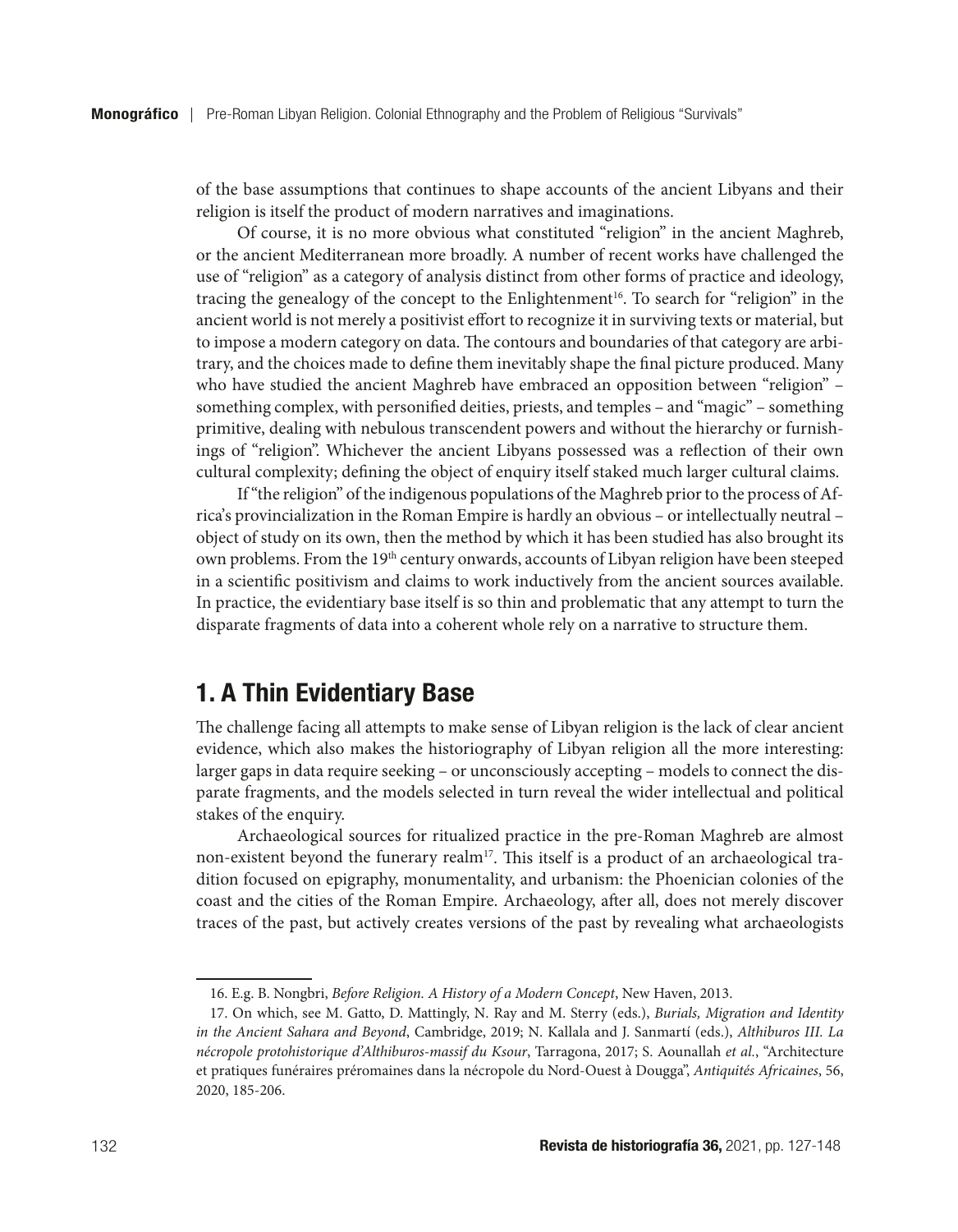of the base assumptions that continues to shape accounts of the ancient Libyans and their religion is itself the product of modern narratives and imaginations.

Of course, it is no more obvious what constituted "religion" in the ancient Maghreb, or the ancient Mediterranean more broadly. A number of recent works have challenged the use of "religion" as a category of analysis distinct from other forms of practice and ideology, tracing the genealogy of the concept to the Enlightenment[16]. To search for "religion" in the ancient world is not merely a positivist effort to recognize it in surviving texts or material, but to impose a modern category on data. The contours and boundaries of that category are arbitrary, and the choices made to define them inevitably shape the final picture produced. Many who have studied the ancient Maghreb have embraced an opposition between "religion" – something complex, with personified deities, priests, and temples – and "magic" – something primitive, dealing with nebulous transcendent powers and without the hierarchy or furnishings of "religion". Whichever the ancient Libyans possessed was a reflection of their own cultural complexity; defining the object of enquiry itself staked much larger cultural claims.

If "the religion" of the indigenous populations of the Maghreb prior to the process of Africa's provincialization in the Roman Empire is hardly an obvious – or intellectually neutral – object of study on its own, then the method by which it has been studied has also brought its own problems. From the 19th century onwards, accounts of Libyan religion have been steeped in a scientific positivism and claims to work inductively from the ancient sources available. In practice, the evidentiary base itself is so thin and problematic that any attempt to turn the disparate fragments of data into a coherent whole rely on a narrative to structure them.

## 1. A Thin Evidentiary Base

The challenge facing all attempts to make sense of Libyan religion is the lack of clear ancient evidence, which also makes the historiography of Libyan religion all the more interesting: larger gaps in data require seeking – or unconsciously accepting – models to connect the disparate fragments, and the models selected in turn reveal the wider intellectual and political stakes of the enquiry.

Archaeological sources for ritualized practice in the pre-Roman Maghreb are almost non-existent beyond the funerary realm[17]. This itself is a product of an archaeological tradition focused on epigraphy, monumentality, and urbanism: the Phoenician colonies of the coast and the cities of the Roman Empire. Archaeology, after all, does not merely discover traces of the past, but actively creates versions of the past by revealing what archaeologists

16. E.g. B. Nongbri, *Before Religion. A History of a Modern Concept*, New Haven, 2013.

17. On which, see M. Gatto, D. Mattingly, N. Ray and M. Sterry (eds.), *Burials, Migration and Identity in the Ancient Sahara and Beyond*, Cambridge, 2019; N. Kallala and J. Sanmartí (eds.), *Althiburos III. La nécropole protohistorique d'Althiburos-massif du Ksour*, Tarragona, 2017; S. Aounallah *et al.*, "Architecture et pratiques funéraires préromaines dans la nécropole du Nord-Ouest à Dougga", *Antiquités Africaines*, 56, 2020, 185-206.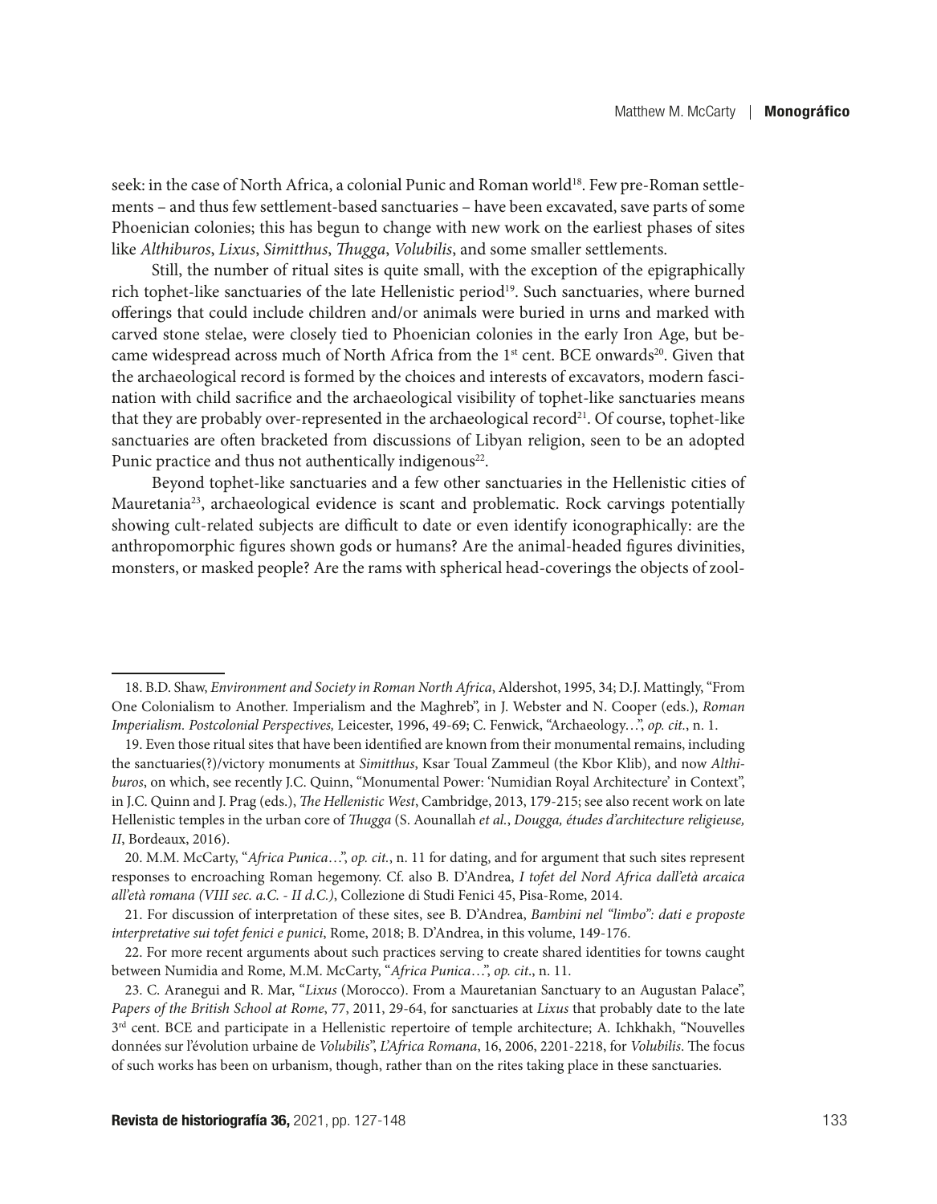seek: in the case of North Africa, a colonial Punic and Roman world[18]. Few pre-Roman settlements – and thus few settlement-based sanctuaries – have been excavated, save parts of some Phoenician colonies; this has begun to change with new work on the earliest phases of sites like *Althiburos*, *Lixus*, *Simitthus*, *Thugga*, *Volubilis*, and some smaller settlements.

Still, the number of ritual sites is quite small, with the exception of the epigraphically rich tophet-like sanctuaries of the late Hellenistic period[19]. Such sanctuaries, where burned offerings that could include children and/or animals were buried in urns and marked with carved stone stelae, were closely tied to Phoenician colonies in the early Iron Age, but became widespread across much of North Africa from the 1st cent. BCE onwards[20]. Given that the archaeological record is formed by the choices and interests of excavators, modern fascination with child sacrifice and the archaeological visibility of tophet-like sanctuaries means that they are probably over-represented in the archaeological record[21]. Of course, tophet-like sanctuaries are often bracketed from discussions of Libyan religion, seen to be an adopted Punic practice and thus not authentically indigenous[22].

Beyond tophet-like sanctuaries and a few other sanctuaries in the Hellenistic cities of Mauretania[23], archaeological evidence is scant and problematic. Rock carvings potentially showing cult-related subjects are difficult to date or even identify iconographically: are the anthropomorphic figures shown gods or humans? Are the animal-headed figures divinities, monsters, or masked people? Are the rams with spherical head-coverings the objects of zool-

---

18. B.D. Shaw, *Environment and Society in Roman North Africa*, Aldershot, 1995, 34; D.J. Mattingly, "From One Colonialism to Another. Imperialism and the Maghreb", in J. Webster and N. Cooper (eds.), *Roman Imperialism. Postcolonial Perspectives,* Leicester, 1996, 49-69; C. Fenwick, "Archaeology…", *op. cit.*, n. 1.

19. Even those ritual sites that have been identified are known from their monumental remains, including the sanctuaries(?)/victory monuments at *Simitthus*, Ksar Toual Zammeul (the Kbor Klib), and now *Althiburos*, on which, see recently J.C. Quinn, "Monumental Power: 'Numidian Royal Architecture' in Context", in J.C. Quinn and J. Prag (eds.), *The Hellenistic West*, Cambridge, 2013, 179-215; see also recent work on late Hellenistic temples in the urban core of *Thugga* (S. Aounallah *et al.*, *Dougga, études d'architecture religieuse, II*, Bordeaux, 2016).

20. M.M. McCarty, "*Africa Punica*…", *op. cit.*, n. 11 for dating, and for argument that such sites represent responses to encroaching Roman hegemony. Cf. also B. D'Andrea, *I tofet del Nord Africa dall'età arcaica all'età romana (VIII sec. a.C. - II d.C.)*, Collezione di Studi Fenici 45, Pisa-Rome, 2014.

21. For discussion of interpretation of these sites, see B. D'Andrea, *Bambini nel "limbo": dati e proposte interpretative sui tofet fenici e punici*, Rome, 2018; B. D'Andrea, in this volume, 149-176.

22. For more recent arguments about such practices serving to create shared identities for towns caught between Numidia and Rome, M.M. McCarty, "*Africa Punica*…", *op. cit*., n. 11.

23. C. Aranegui and R. Mar, "*Lixus* (Morocco). From a Mauretanian Sanctuary to an Augustan Palace", *Papers of the British School at Rome*, 77, 2011, 29-64, for sanctuaries at *Lixus* that probably date to the late 3rd cent. BCE and participate in a Hellenistic repertoire of temple architecture; A. Ichkhakh, "Nouvelles données sur l'évolution urbaine de *Volubilis*", *L'Africa Romana*, 16, 2006, 2201-2218, for *Volubilis*. The focus of such works has been on urbanism, though, rather than on the rites taking place in these sanctuaries.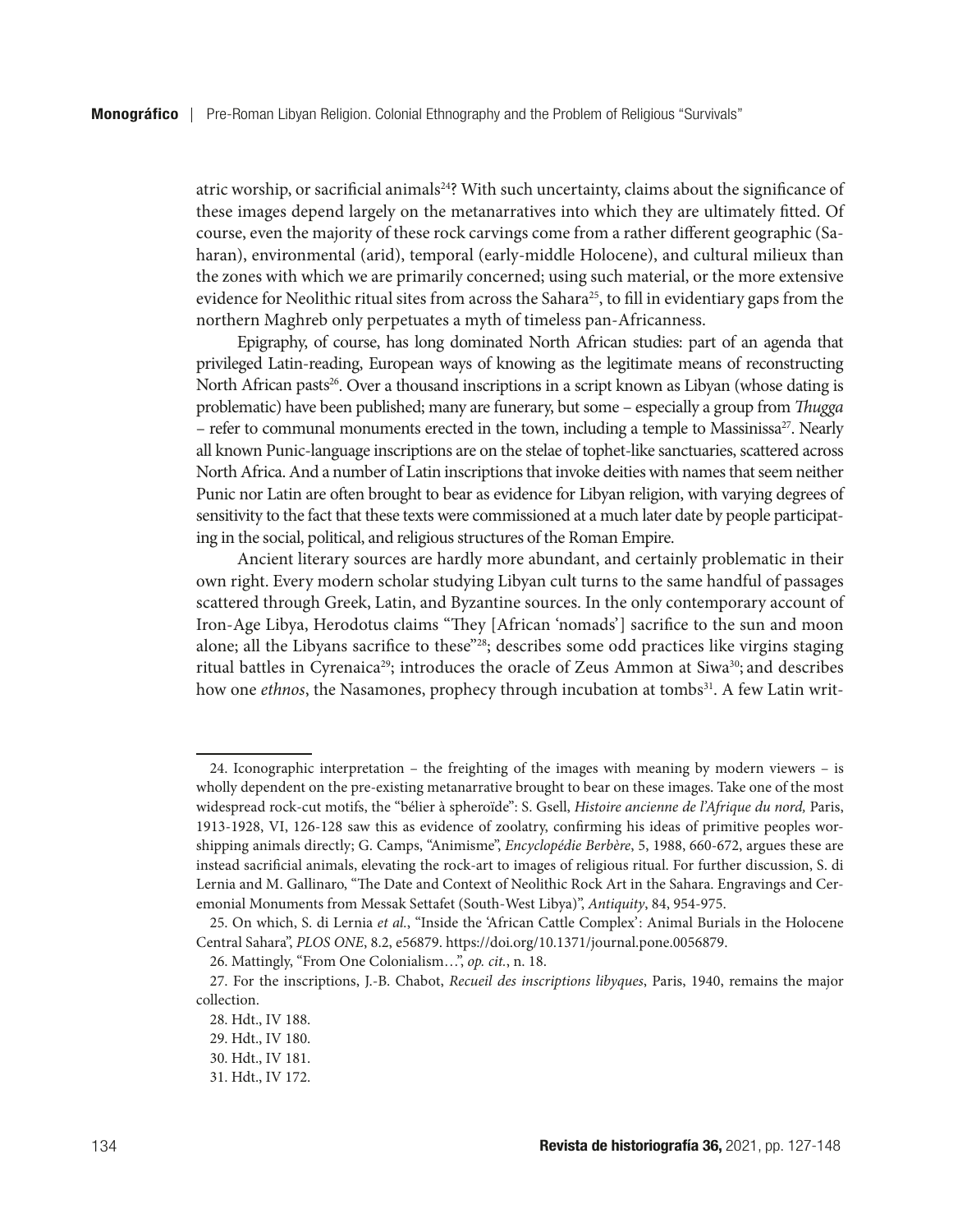atric worship, or sacrificial animals[24]? With such uncertainty, claims about the significance of these images depend largely on the metanarratives into which they are ultimately fitted. Of course, even the majority of these rock carvings come from a rather different geographic (Saharan), environmental (arid), temporal (early-middle Holocene), and cultural milieux than the zones with which we are primarily concerned; using such material, or the more extensive evidence for Neolithic ritual sites from across the Sahara[25], to fill in evidentiary gaps from the northern Maghreb only perpetuates a myth of timeless pan-Africanness.

Epigraphy, of course, has long dominated North African studies: part of an agenda that privileged Latin-reading, European ways of knowing as the legitimate means of reconstructing North African pasts[26]. Over a thousand inscriptions in a script known as Libyan (whose dating is problematic) have been published; many are funerary, but some – especially a group from *Thugga* – refer to communal monuments erected in the town, including a temple to Massinissa[27]. Nearly all known Punic-language inscriptions are on the stelae of tophet-like sanctuaries, scattered across North Africa. And a number of Latin inscriptions that invoke deities with names that seem neither Punic nor Latin are often brought to bear as evidence for Libyan religion, with varying degrees of sensitivity to the fact that these texts were commissioned at a much later date by people participating in the social, political, and religious structures of the Roman Empire.

Ancient literary sources are hardly more abundant, and certainly problematic in their own right. Every modern scholar studying Libyan cult turns to the same handful of passages scattered through Greek, Latin, and Byzantine sources. In the only contemporary account of Iron-Age Libya, Herodotus claims "They [African 'nomads'] sacrifice to the sun and moon alone; all the Libyans sacrifice to these"[28]; describes some odd practices like virgins staging ritual battles in Cyrenaica[29]; introduces the oracle of Zeus Ammon at Siwa[30]; and describes how one *ethnos*, the Nasamones, prophecy through incubation at tombs[31]. A few Latin writ-

---

24. Iconographic interpretation – the freighting of the images with meaning by modern viewers – is wholly dependent on the pre-existing metanarrative brought to bear on these images. Take one of the most widespread rock-cut motifs, the "bélier à spheroïde": S. Gsell, *Histoire ancienne de l'Afrique du nord,* Paris, 1913-1928, VI, 126-128 saw this as evidence of zoolatry, confirming his ideas of primitive peoples worshipping animals directly; G. Camps, "Animisme", *Encyclopédie Berbère*, 5, 1988, 660-672, argues these are instead sacrificial animals, elevating the rock-art to images of religious ritual. For further discussion, S. di Lernia and M. Gallinaro, "The Date and Context of Neolithic Rock Art in the Sahara. Engravings and Ceremonial Monuments from Messak Settafet (South-West Libya)", *Antiquity*, 84, 954-975.

25. On which, S. di Lernia *et al.*, "Inside the 'African Cattle Complex': Animal Burials in the Holocene Central Sahara", *PLOS ONE*, 8.2, e56879. https://doi.org/10.1371/journal.pone.0056879.

26. Mattingly, "From One Colonialism…", *op. cit.*, n. 18.

27. For the inscriptions, J.-B. Chabot, *Recueil des inscriptions libyques*, Paris, 1940, remains the major collection.

28. Hdt., IV 188.

29. Hdt., IV 180.

30. Hdt., IV 181.

31. Hdt., IV 172.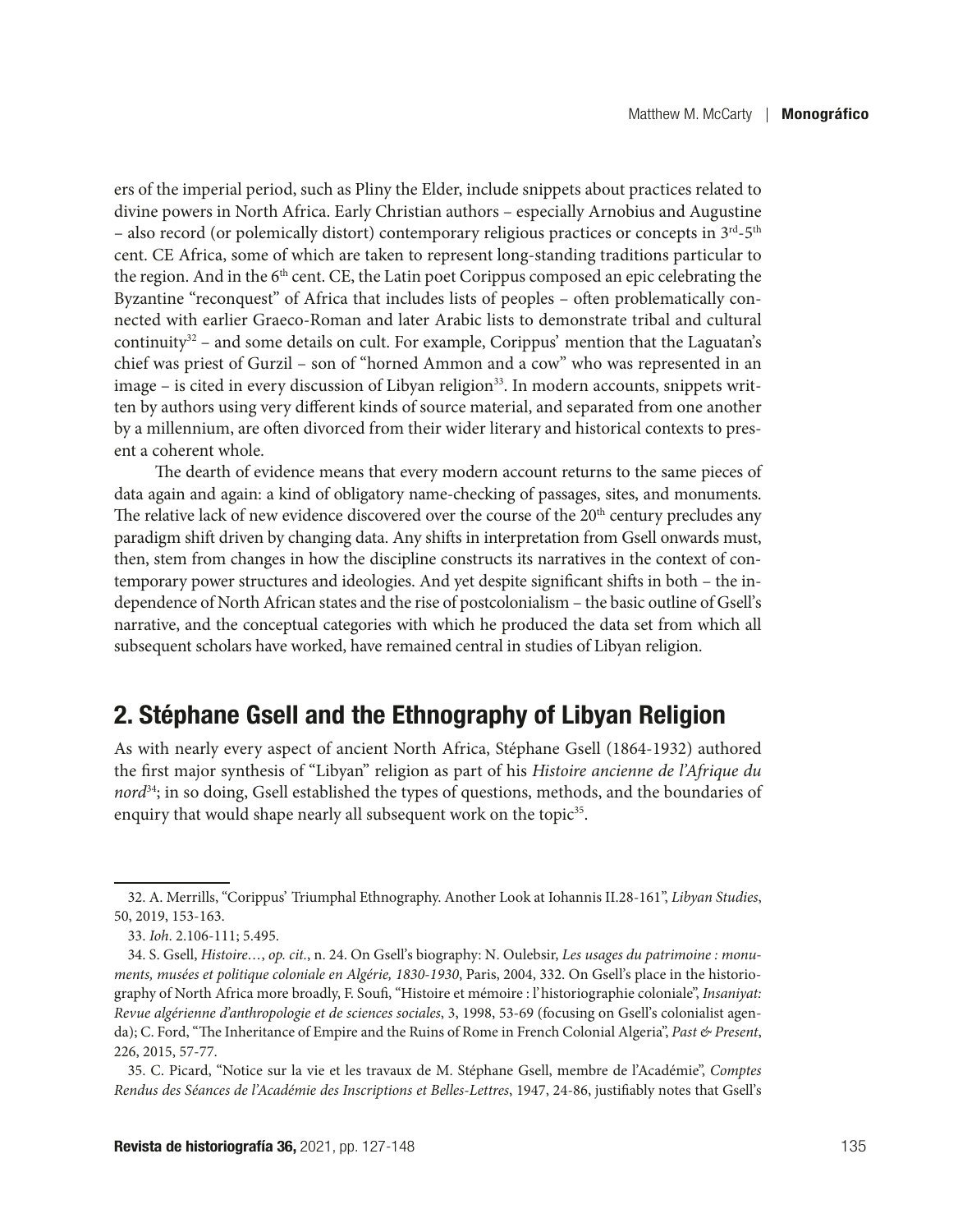ers of the imperial period, such as Pliny the Elder, include snippets about practices related to divine powers in North Africa. Early Christian authors – especially Arnobius and Augustine – also record (or polemically distort) contemporary religious practices or concepts in 3rd-5th cent. CE Africa, some of which are taken to represent long-standing traditions particular to the region. And in the 6th cent. CE, the Latin poet Corippus composed an epic celebrating the Byzantine "reconquest" of Africa that includes lists of peoples – often problematically connected with earlier Graeco-Roman and later Arabic lists to demonstrate tribal and cultural continuity[32] – and some details on cult. For example, Corippus' mention that the Laguatan's chief was priest of Gurzil – son of "horned Ammon and a cow" who was represented in an image – is cited in every discussion of Libyan religion[33]. In modern accounts, snippets written by authors using very different kinds of source material, and separated from one another by a millennium, are often divorced from their wider literary and historical contexts to present a coherent whole.

The dearth of evidence means that every modern account returns to the same pieces of data again and again: a kind of obligatory name-checking of passages, sites, and monuments. The relative lack of new evidence discovered over the course of the 20th century precludes any paradigm shift driven by changing data. Any shifts in interpretation from Gsell onwards must, then, stem from changes in how the discipline constructs its narratives in the context of contemporary power structures and ideologies. And yet despite significant shifts in both – the independence of North African states and the rise of postcolonialism – the basic outline of Gsell's narrative, and the conceptual categories with which he produced the data set from which all subsequent scholars have worked, have remained central in studies of Libyan religion.

## 2. Stéphane Gsell and the Ethnography of Libyan Religion

As with nearly every aspect of ancient North Africa, Stéphane Gsell (1864-1932) authored the first major synthesis of "Libyan" religion as part of his *Histoire ancienne de l'Afrique du nord*[34]; in so doing, Gsell established the types of questions, methods, and the boundaries of enquiry that would shape nearly all subsequent work on the topic[35].

---

32. A. Merrills, "Corippus' Triumphal Ethnography. Another Look at Iohannis II.28-161", *Libyan Studies*, 50, 2019, 153-163.

33. *Ioh*. 2.106-111; 5.495.

34. S. Gsell, *Histoire…*, *op. cit.*, n. 24. On Gsell's biography: N. Oulebsir, *Les usages du patrimoine : monuments, musées et politique coloniale en Algérie, 1830-1930*, Paris, 2004, 332. On Gsell's place in the historiography of North Africa more broadly, F. Soufi, "Histoire et mémoire : l'historiographie coloniale", *Insaniyat: Revue algérienne d'anthropologie et de sciences sociales*, 3, 1998, 53-69 (focusing on Gsell's colonialist agenda); C. Ford, "The Inheritance of Empire and the Ruins of Rome in French Colonial Algeria", *Past & Present*, 226, 2015, 57-77.

35. C. Picard, "Notice sur la vie et les travaux de M. Stéphane Gsell, membre de l'Académie", *Comptes Rendus des Séances de l'Académie des Inscriptions et Belles-Lettres*, 1947, 24-86, justifiably notes that Gsell's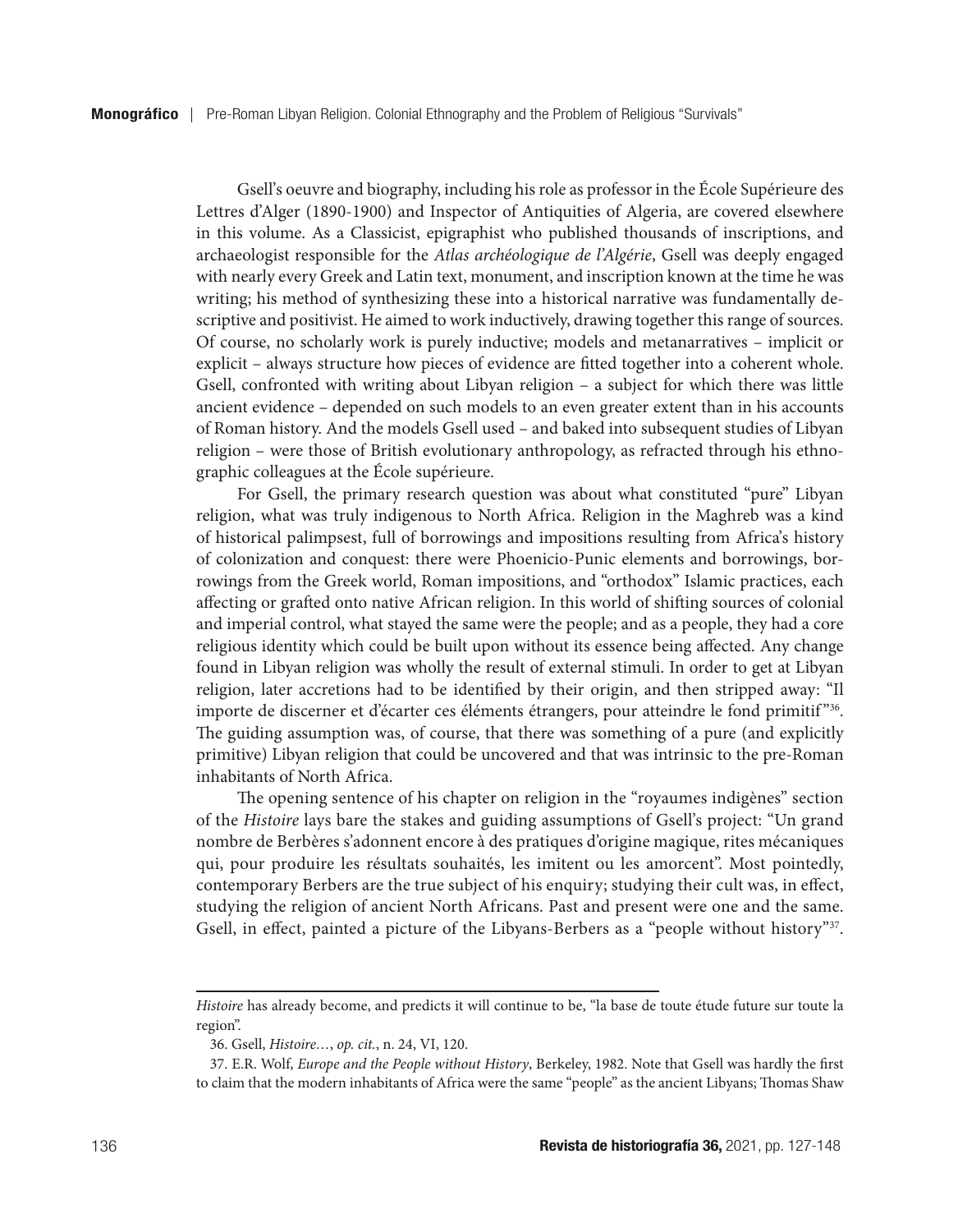Gsell's oeuvre and biography, including his role as professor in the École Supérieure des Lettres d'Alger (1890-1900) and Inspector of Antiquities of Algeria, are covered elsewhere in this volume. As a Classicist, epigraphist who published thousands of inscriptions, and archaeologist responsible for the *Atlas archéologique de l'Algérie*, Gsell was deeply engaged with nearly every Greek and Latin text, monument, and inscription known at the time he was writing; his method of synthesizing these into a historical narrative was fundamentally descriptive and positivist. He aimed to work inductively, drawing together this range of sources. Of course, no scholarly work is purely inductive; models and metanarratives – implicit or explicit – always structure how pieces of evidence are fitted together into a coherent whole. Gsell, confronted with writing about Libyan religion – a subject for which there was little ancient evidence – depended on such models to an even greater extent than in his accounts of Roman history. And the models Gsell used – and baked into subsequent studies of Libyan religion – were those of British evolutionary anthropology, as refracted through his ethnographic colleagues at the École supérieure.

For Gsell, the primary research question was about what constituted "pure" Libyan religion, what was truly indigenous to North Africa. Religion in the Maghreb was a kind of historical palimpsest, full of borrowings and impositions resulting from Africa's history of colonization and conquest: there were Phoenicio-Punic elements and borrowings, borrowings from the Greek world, Roman impositions, and "orthodox" Islamic practices, each affecting or grafted onto native African religion. In this world of shifting sources of colonial and imperial control, what stayed the same were the people; and as a people, they had a core religious identity which could be built upon without its essence being affected. Any change found in Libyan religion was wholly the result of external stimuli. In order to get at Libyan religion, later accretions had to be identified by their origin, and then stripped away: "Il importe de discerner et d'écarter ces éléments étrangers, pour atteindre le fond primitif"[36]. The guiding assumption was, of course, that there was something of a pure (and explicitly primitive) Libyan religion that could be uncovered and that was intrinsic to the pre-Roman inhabitants of North Africa.

The opening sentence of his chapter on religion in the "royaumes indigènes" section of the *Histoire* lays bare the stakes and guiding assumptions of Gsell's project: "Un grand nombre de Berbères s'adonnent encore à des pratiques d'origine magique, rites mécaniques qui, pour produire les résultats souhaités, les imitent ou les amorcent". Most pointedly, contemporary Berbers are the true subject of his enquiry; studying their cult was, in effect, studying the religion of ancient North Africans. Past and present were one and the same. Gsell, in effect, painted a picture of the Libyans-Berbers as a "people without history"[37].

---

*Histoire* has already become, and predicts it will continue to be, "la base de toute étude future sur toute la region".

36. Gsell, *Histoire…*, *op. cit.*, n. 24, VI, 120.

37. E.R. Wolf, *Europe and the People without History*, Berkeley, 1982. Note that Gsell was hardly the first to claim that the modern inhabitants of Africa were the same "people" as the ancient Libyans; Thomas Shaw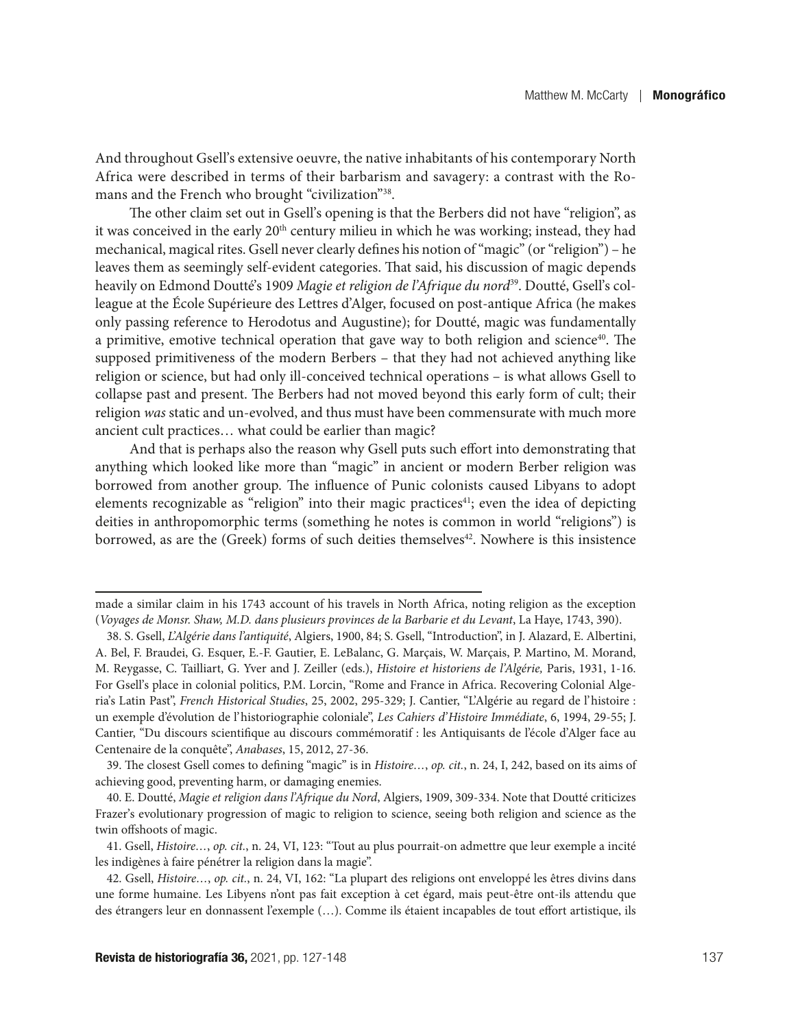And throughout Gsell's extensive oeuvre, the native inhabitants of his contemporary North Africa were described in terms of their barbarism and savagery: a contrast with the Romans and the French who brought "civilization"[38].

The other claim set out in Gsell's opening is that the Berbers did not have "religion", as it was conceived in the early 20th century milieu in which he was working; instead, they had mechanical, magical rites. Gsell never clearly defines his notion of "magic" (or "religion") – he leaves them as seemingly self-evident categories. That said, his discussion of magic depends heavily on Edmond Doutté's 1909 *Magie et religion de l'Afrique du nord*[39]. Doutté, Gsell's colleague at the École Supérieure des Lettres d'Alger, focused on post-antique Africa (he makes only passing reference to Herodotus and Augustine); for Doutté, magic was fundamentally a primitive, emotive technical operation that gave way to both religion and science[40]. The supposed primitiveness of the modern Berbers – that they had not achieved anything like religion or science, but had only ill-conceived technical operations – is what allows Gsell to collapse past and present. The Berbers had not moved beyond this early form of cult; their religion *was* static and un-evolved, and thus must have been commensurate with much more ancient cult practices… what could be earlier than magic?

And that is perhaps also the reason why Gsell puts such effort into demonstrating that anything which looked like more than "magic" in ancient or modern Berber religion was borrowed from another group. The influence of Punic colonists caused Libyans to adopt elements recognizable as "religion" into their magic practices[41]; even the idea of depicting deities in anthropomorphic terms (something he notes is common in world "religions") is borrowed, as are the (Greek) forms of such deities themselves[42]. Nowhere is this insistence

---

made a similar claim in his 1743 account of his travels in North Africa, noting religion as the exception (*Voyages de Monsr. Shaw, M.D. dans plusieurs provinces de la Barbarie et du Levant*, La Haye, 1743, 390).

38. S. Gsell, *L'Algérie dans l'antiquité*, Algiers, 1900, 84; S. Gsell, "Introduction", in J. Alazard, E. Albertini, A. Bel, F. Braudei, G. Esquer, E.-F. Gautier, E. LeBalanc, G. Marçais, W. Marçais, P. Martino, M. Morand, M. Reygasse, C. Tailliart, G. Yver and J. Zeiller (eds.), *Histoire et historiens de l'Algérie,* Paris, 1931, 1-16. For Gsell's place in colonial politics, P.M. Lorcin, "Rome and France in Africa. Recovering Colonial Algeria's Latin Past", *French Historical Studies*, 25, 2002, 295-329; J. Cantier, "L'Algérie au regard de l'histoire : un exemple d'évolution de l'historiographie coloniale", *Les Cahiers d'Histoire Immédiate*, 6, 1994, 29-55; J. Cantier, "Du discours scientifique au discours commémoratif : les Antiquisants de l'école d'Alger face au Centenaire de la conquête", *Anabases*, 15, 2012, 27-36.

39. The closest Gsell comes to defining "magic" is in *Histoire…*, *op. cit.*, n. 24, I, 242, based on its aims of achieving good, preventing harm, or damaging enemies.

40. E. Doutté, *Magie et religion dans l'Afrique du Nord*, Algiers, 1909, 309-334. Note that Doutté criticizes Frazer's evolutionary progression of magic to religion to science, seeing both religion and science as the twin offshoots of magic.

41. Gsell, *Histoire…*, *op. cit.*, n. 24, VI, 123: "Tout au plus pourrait-on admettre que leur exemple a incité les indigènes à faire pénétrer la religion dans la magie".

42. Gsell, *Histoire…*, *op. cit.*, n. 24, VI, 162: "La plupart des religions ont enveloppé les êtres divins dans une forme humaine. Les Libyens n'ont pas fait exception à cet égard, mais peut-être ont-ils attendu que des étrangers leur en donnassent l'exemple (…). Comme ils étaient incapables de tout effort artistique, ils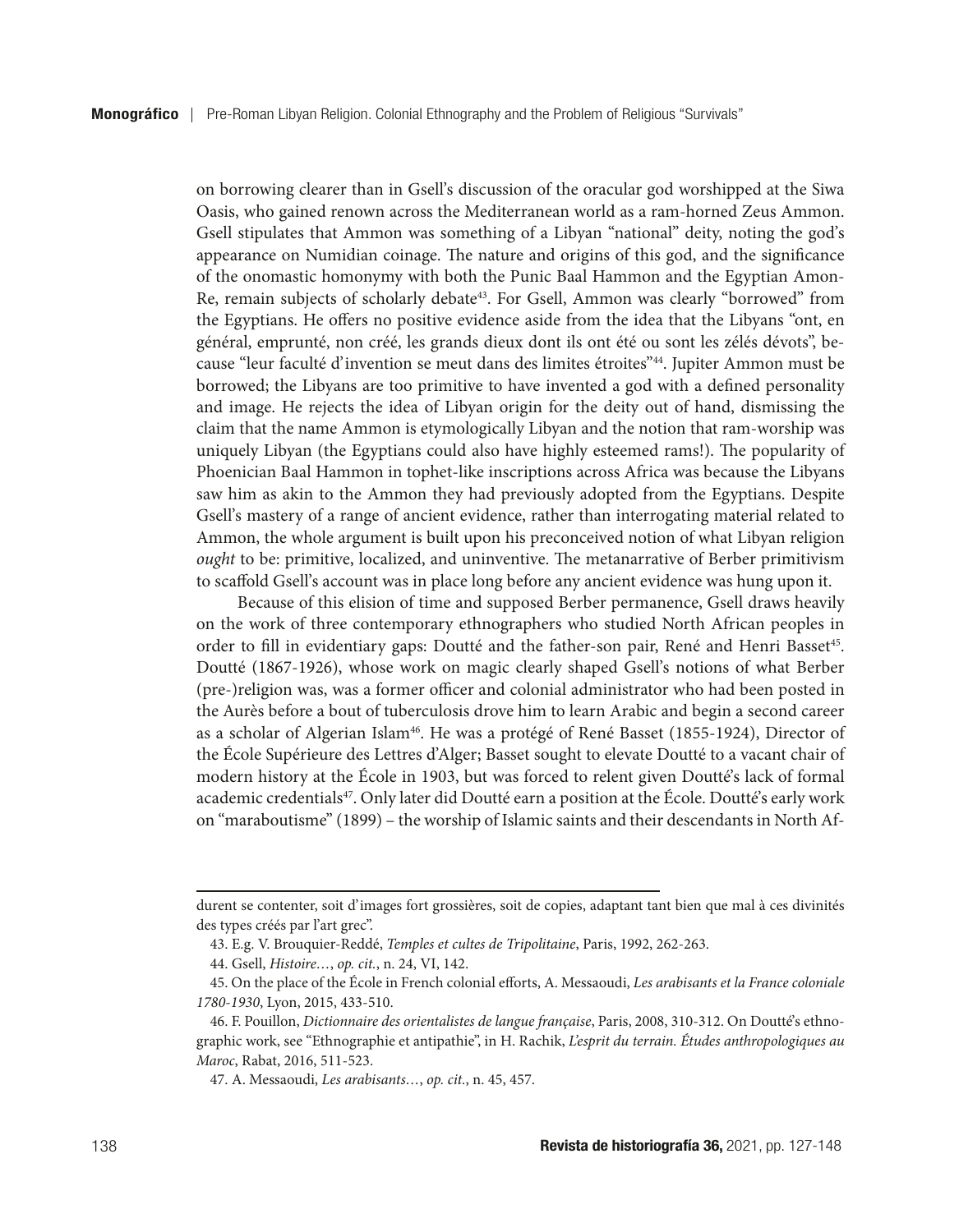on borrowing clearer than in Gsell's discussion of the oracular god worshipped at the Siwa Oasis, who gained renown across the Mediterranean world as a ram-horned Zeus Ammon. Gsell stipulates that Ammon was something of a Libyan "national" deity, noting the god's appearance on Numidian coinage. The nature and origins of this god, and the significance of the onomastic homonymy with both the Punic Baal Hammon and the Egyptian Amon-Re, remain subjects of scholarly debate[43]. For Gsell, Ammon was clearly "borrowed" from the Egyptians. He offers no positive evidence aside from the idea that the Libyans "ont, en général, emprunté, non créé, les grands dieux dont ils ont été ou sont les zélés dévots", because "leur faculté d'invention se meut dans des limites étroites"[44]. Jupiter Ammon must be borrowed; the Libyans are too primitive to have invented a god with a defined personality and image. He rejects the idea of Libyan origin for the deity out of hand, dismissing the claim that the name Ammon is etymologically Libyan and the notion that ram-worship was uniquely Libyan (the Egyptians could also have highly esteemed rams!). The popularity of Phoenician Baal Hammon in tophet-like inscriptions across Africa was because the Libyans saw him as akin to the Ammon they had previously adopted from the Egyptians. Despite Gsell's mastery of a range of ancient evidence, rather than interrogating material related to Ammon, the whole argument is built upon his preconceived notion of what Libyan religion *ought* to be: primitive, localized, and uninventive. The metanarrative of Berber primitivism to scaffold Gsell's account was in place long before any ancient evidence was hung upon it.

Because of this elision of time and supposed Berber permanence, Gsell draws heavily on the work of three contemporary ethnographers who studied North African peoples in order to fill in evidentiary gaps: Doutté and the father-son pair, René and Henri Basset[45]. Doutté (1867-1926), whose work on magic clearly shaped Gsell's notions of what Berber (pre-)religion was, was a former officer and colonial administrator who had been posted in the Aurès before a bout of tuberculosis drove him to learn Arabic and begin a second career as a scholar of Algerian Islam[46]. He was a protégé of René Basset (1855-1924), Director of the École Supérieure des Lettres d'Alger; Basset sought to elevate Doutté to a vacant chair of modern history at the École in 1903, but was forced to relent given Doutté's lack of formal academic credentials[47]. Only later did Doutté earn a position at the École. Doutté's early work on "maraboutisme" (1899) – the worship of Islamic saints and their descendants in North Af-

---

durent se contenter, soit d'images fort grossières, soit de copies, adaptant tant bien que mal à ces divinités des types créés par l'art grec".

43. E.g. V. Brouquier-Reddé, *Temples et cultes de Tripolitaine*, Paris, 1992, 262-263.

44. Gsell, *Histoire…*, *op. cit.*, n. 24, VI, 142.

45. On the place of the École in French colonial efforts, A. Messaoudi, *Les arabisants et la France coloniale 1780-1930*, Lyon, 2015, 433-510.

46. F. Pouillon, *Dictionnaire des orientalistes de langue française*, Paris, 2008, 310-312. On Doutté's ethnographic work, see "Ethnographie et antipathie", in H. Rachik, *L'esprit du terrain. Études anthropologiques au Maroc*, Rabat, 2016, 511-523.

47. A. Messaoudi, *Les arabisants…*, *op. cit.*, n. 45, 457.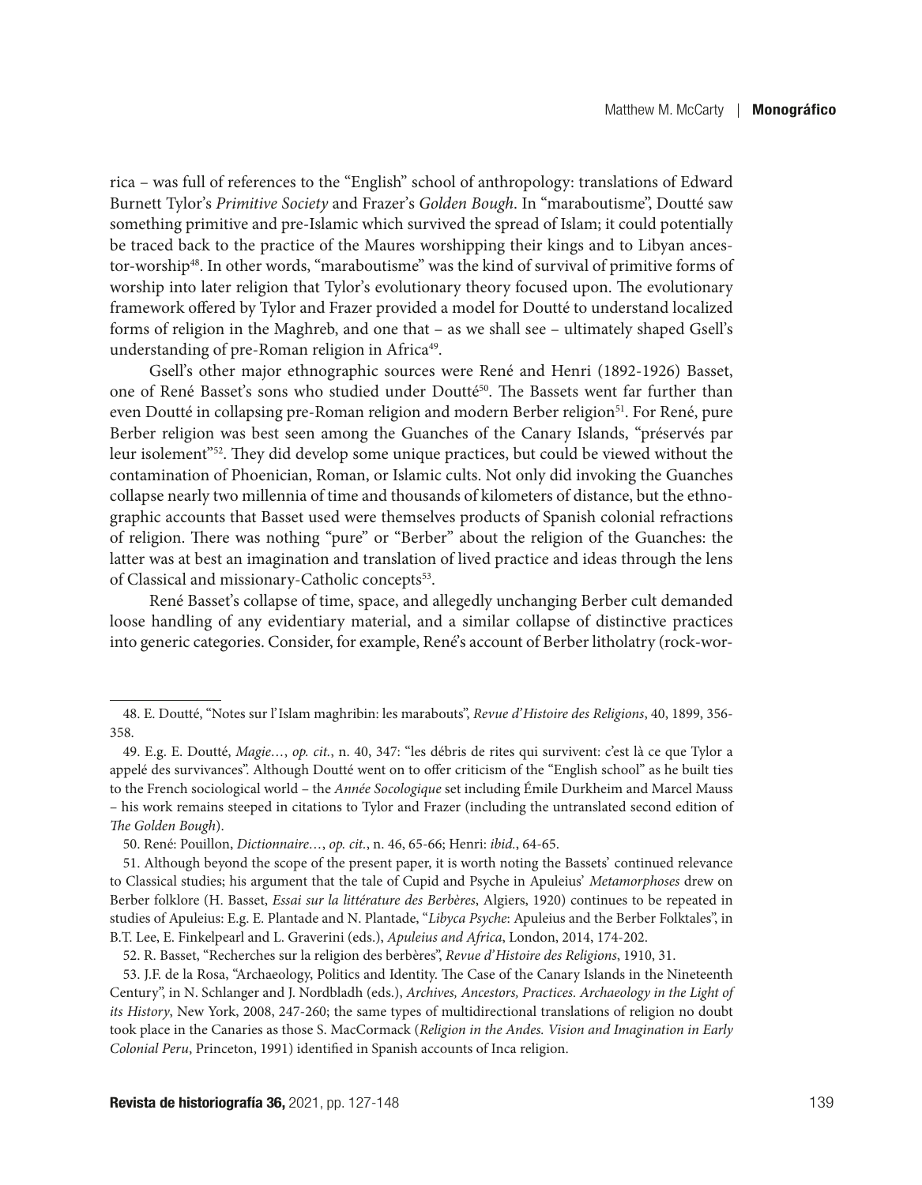rica – was full of references to the "English" school of anthropology: translations of Edward Burnett Tylor's *Primitive Society* and Frazer's *Golden Bough*. In "maraboutisme", Doutté saw something primitive and pre-Islamic which survived the spread of Islam; it could potentially be traced back to the practice of the Maures worshipping their kings and to Libyan ancestor-worship[48]. In other words, "maraboutisme" was the kind of survival of primitive forms of worship into later religion that Tylor's evolutionary theory focused upon. The evolutionary framework offered by Tylor and Frazer provided a model for Doutté to understand localized forms of religion in the Maghreb, and one that – as we shall see – ultimately shaped Gsell's understanding of pre-Roman religion in Africa[49].

Gsell's other major ethnographic sources were René and Henri (1892-1926) Basset, one of René Basset's sons who studied under Doutté[50]. The Bassets went far further than even Doutté in collapsing pre-Roman religion and modern Berber religion[51]. For René, pure Berber religion was best seen among the Guanches of the Canary Islands, "préservés par leur isolement"[52]. They did develop some unique practices, but could be viewed without the contamination of Phoenician, Roman, or Islamic cults. Not only did invoking the Guanches collapse nearly two millennia of time and thousands of kilometers of distance, but the ethnographic accounts that Basset used were themselves products of Spanish colonial refractions of religion. There was nothing "pure" or "Berber" about the religion of the Guanches: the latter was at best an imagination and translation of lived practice and ideas through the lens of Classical and missionary-Catholic concepts[53].

René Basset's collapse of time, space, and allegedly unchanging Berber cult demanded loose handling of any evidentiary material, and a similar collapse of distinctive practices into generic categories. Consider, for example, René's account of Berber litholatry (rock-wor-

---

48. E. Doutté, "Notes sur l'Islam maghribin: les marabouts", *Revue d'Histoire des Religions*, 40, 1899, 356-358.

49. E.g. E. Doutté, *Magie*…, *op. cit.*, n. 40, 347: "les débris de rites qui survivent: c'est là ce que Tylor a appelé des survivances". Although Doutté went on to offer criticism of the "English school" as he built ties to the French sociological world – the *Année Socologique* set including Émile Durkheim and Marcel Mauss – his work remains steeped in citations to Tylor and Frazer (including the untranslated second edition of *The Golden Bough*).

50. René: Pouillon, *Dictionnaire*…, *op. cit.*, n. 46, 65-66; Henri: *ibid.*, 64-65.

51. Although beyond the scope of the present paper, it is worth noting the Bassets' continued relevance to Classical studies; his argument that the tale of Cupid and Psyche in Apuleius' *Metamorphoses* drew on Berber folklore (H. Basset, *Essai sur la littérature des Berbères*, Algiers, 1920) continues to be repeated in studies of Apuleius: E.g. E. Plantade and N. Plantade, "*Libyca Psyche*: Apuleius and the Berber Folktales", in B.T. Lee, E. Finkelpearl and L. Graverini (eds.), *Apuleius and Africa*, London, 2014, 174-202.

52. R. Basset, "Recherches sur la religion des berbères", *Revue d'Histoire des Religions*, 1910, 31.

53. J.F. de la Rosa, "Archaeology, Politics and Identity. The Case of the Canary Islands in the Nineteenth Century", in N. Schlanger and J. Nordbladh (eds.), *Archives, Ancestors, Practices. Archaeology in the Light of its History*, New York, 2008, 247-260; the same types of multidirectional translations of religion no doubt took place in the Canaries as those S. MacCormack (*Religion in the Andes. Vision and Imagination in Early Colonial Peru*, Princeton, 1991) identified in Spanish accounts of Inca religion.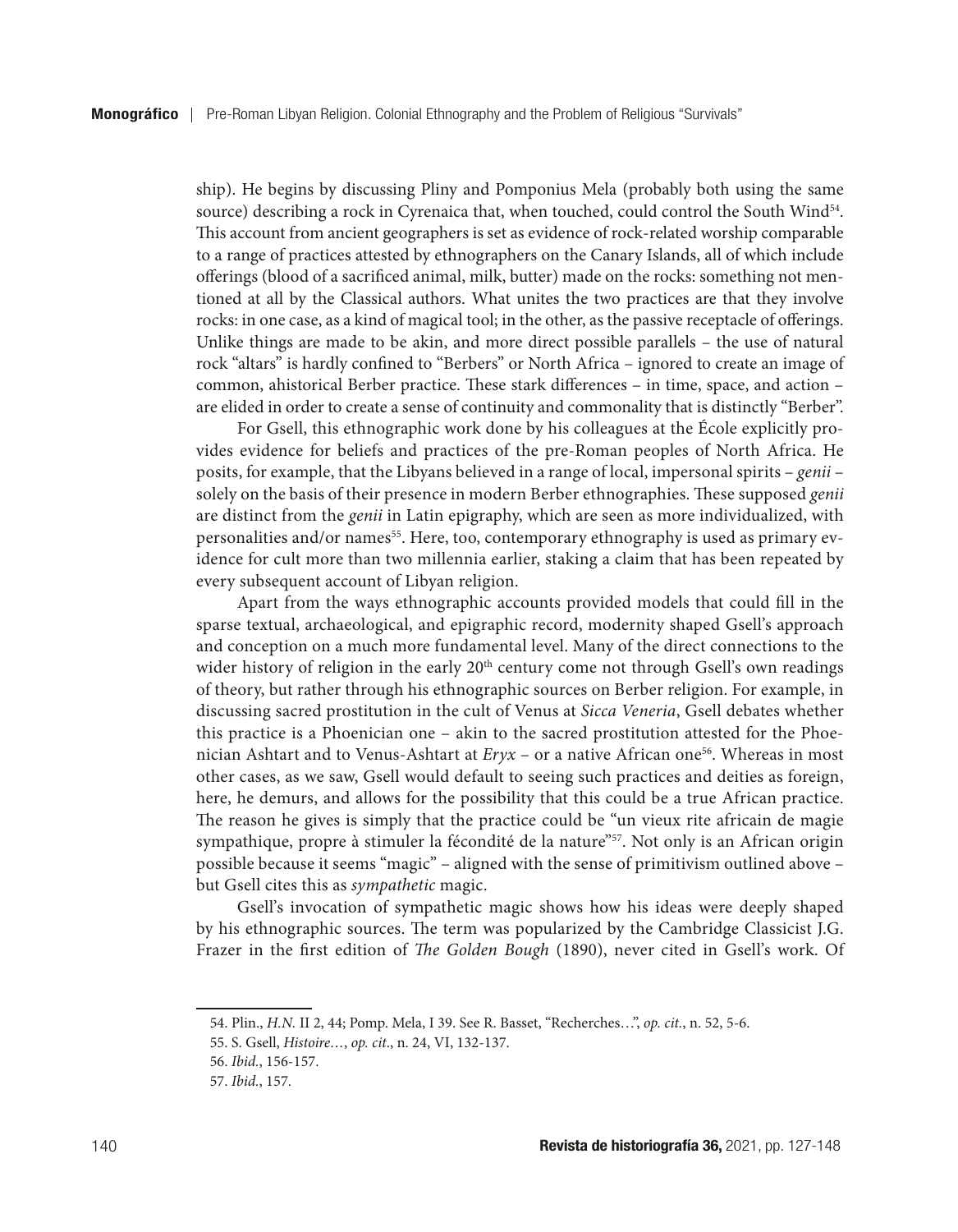ship). He begins by discussing Pliny and Pomponius Mela (probably both using the same source) describing a rock in Cyrenaica that, when touched, could control the South Wind[54]. This account from ancient geographers is set as evidence of rock-related worship comparable to a range of practices attested by ethnographers on the Canary Islands, all of which include offerings (blood of a sacrificed animal, milk, butter) made on the rocks: something not mentioned at all by the Classical authors. What unites the two practices are that they involve rocks: in one case, as a kind of magical tool; in the other, as the passive receptacle of offerings. Unlike things are made to be akin, and more direct possible parallels – the use of natural rock "altars" is hardly confined to "Berbers" or North Africa – ignored to create an image of common, ahistorical Berber practice. These stark differences – in time, space, and action – are elided in order to create a sense of continuity and commonality that is distinctly "Berber".

For Gsell, this ethnographic work done by his colleagues at the École explicitly provides evidence for beliefs and practices of the pre-Roman peoples of North Africa. He posits, for example, that the Libyans believed in a range of local, impersonal spirits – *genii* – solely on the basis of their presence in modern Berber ethnographies. These supposed *genii* are distinct from the *genii* in Latin epigraphy, which are seen as more individualized, with personalities and/or names[55]. Here, too, contemporary ethnography is used as primary evidence for cult more than two millennia earlier, staking a claim that has been repeated by every subsequent account of Libyan religion.

Apart from the ways ethnographic accounts provided models that could fill in the sparse textual, archaeological, and epigraphic record, modernity shaped Gsell's approach and conception on a much more fundamental level. Many of the direct connections to the wider history of religion in the early 20th century come not through Gsell's own readings of theory, but rather through his ethnographic sources on Berber religion. For example, in discussing sacred prostitution in the cult of Venus at *Sicca Veneria*, Gsell debates whether this practice is a Phoenician one – akin to the sacred prostitution attested for the Phoenician Ashtart and to Venus-Ashtart at *Eryx* – or a native African one[56]. Whereas in most other cases, as we saw, Gsell would default to seeing such practices and deities as foreign, here, he demurs, and allows for the possibility that this could be a true African practice. The reason he gives is simply that the practice could be "un vieux rite africain de magie sympathique, propre à stimuler la fécondité de la nature"[57]. Not only is an African origin possible because it seems "magic" – aligned with the sense of primitivism outlined above – but Gsell cites this as *sympathetic* magic.

Gsell's invocation of sympathetic magic shows how his ideas were deeply shaped by his ethnographic sources. The term was popularized by the Cambridge Classicist J.G. Frazer in the first edition of *The Golden Bough* (1890), never cited in Gsell's work. Of

---

54. Plin., *H.N.* II 2, 44; Pomp. Mela, I 39. See R. Basset, "Recherches…", *op. cit.*, n. 52, 5-6.

55. S. Gsell, *Histoire…*, *op. cit.*, n. 24, VI, 132-137.

56. *Ibid.*, 156-157.

57. *Ibid.*, 157.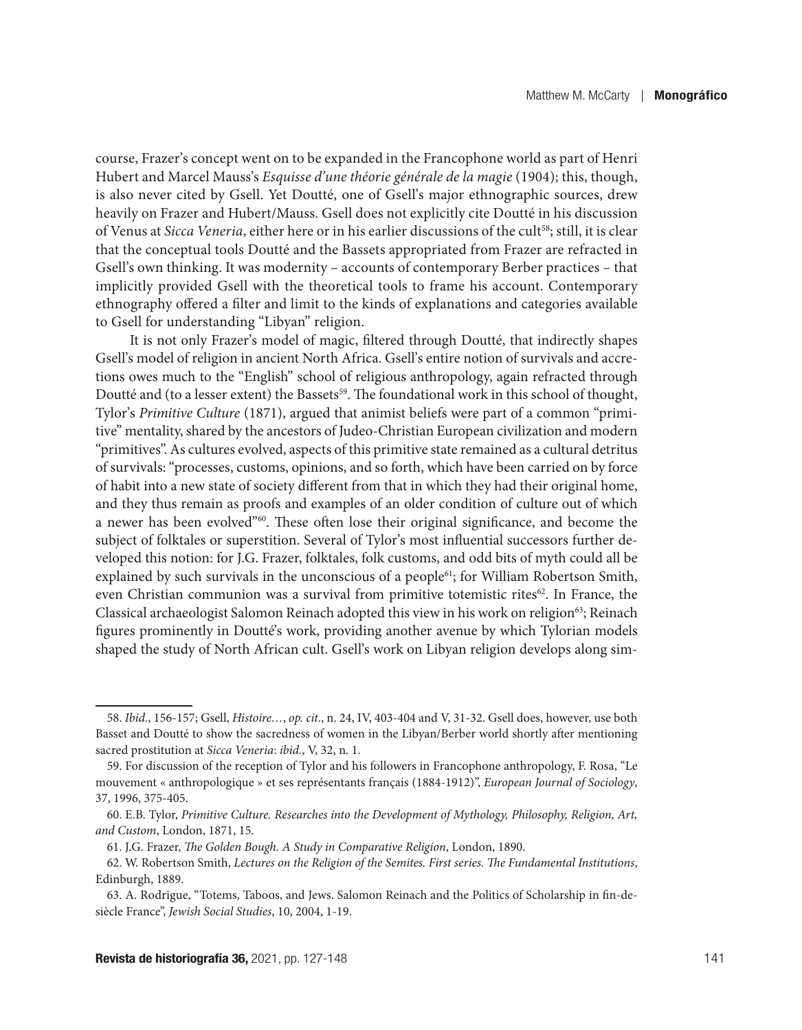course, Frazer's concept went on to be expanded in the Francophone world as part of Henri Hubert and Marcel Mauss's *Esquisse d'une théorie générale de la magie* (1904); this, though, is also never cited by Gsell. Yet Doutté, one of Gsell's major ethnographic sources, drew heavily on Frazer and Hubert/Mauss. Gsell does not explicitly cite Doutté in his discussion of Venus at *Sicca Veneria*, either here or in his earlier discussions of the cult[58]; still, it is clear that the conceptual tools Doutté and the Bassets appropriated from Frazer are refracted in Gsell's own thinking. It was modernity – accounts of contemporary Berber practices – that implicitly provided Gsell with the theoretical tools to frame his account. Contemporary ethnography offered a filter and limit to the kinds of explanations and categories available to Gsell for understanding "Libyan" religion.

It is not only Frazer's model of magic, filtered through Doutté, that indirectly shapes Gsell's model of religion in ancient North Africa. Gsell's entire notion of survivals and accretions owes much to the "English" school of religious anthropology, again refracted through Doutté and (to a lesser extent) the Bassets[59]. The foundational work in this school of thought, Tylor's *Primitive Culture* (1871), argued that animist beliefs were part of a common "primitive" mentality, shared by the ancestors of Judeo-Christian European civilization and modern "primitives". As cultures evolved, aspects of this primitive state remained as a cultural detritus of survivals: "processes, customs, opinions, and so forth, which have been carried on by force of habit into a new state of society different from that in which they had their original home, and they thus remain as proofs and examples of an older condition of culture out of which a newer has been evolved"[60]. These often lose their original significance, and become the subject of folktales or superstition. Several of Tylor's most influential successors further developed this notion: for J.G. Frazer, folktales, folk customs, and odd bits of myth could all be explained by such survivals in the unconscious of a people[61]; for William Robertson Smith, even Christian communion was a survival from primitive totemistic rites[62]. In France, the Classical archaeologist Salomon Reinach adopted this view in his work on religion[63]; Reinach figures prominently in Doutté's work, providing another avenue by which Tylorian models shaped the study of North African cult. Gsell's work on Libyan religion develops along sim-

---

58. *Ibid.*, 156-157; Gsell, *Histoire…*, *op. cit*., n. 24, IV, 403-404 and V, 31-32. Gsell does, however, use both Basset and Doutté to show the sacredness of women in the Libyan/Berber world shortly after mentioning sacred prostitution at *Sicca Veneria*: *ibid.*, V, 32, n. 1.

59. For discussion of the reception of Tylor and his followers in Francophone anthropology, F. Rosa, "Le mouvement « anthropologique » et ses représentants français (1884-1912)", *European Journal of Sociology*, 37, 1996, 375-405.

60. E.B. Tylor, *Primitive Culture. Researches into the Development of Mythology, Philosophy, Religion, Art, and Custom*, London, 1871, 15.

61. J.G. Frazer, *The Golden Bough. A Study in Comparative Religion*, London, 1890.

62. W. Robertson Smith, *Lectures on the Religion of the Semites. First series. The Fundamental Institutions*, Edinburgh, 1889.

63. A. Rodrigue, "Totems, Taboos, and Jews. Salomon Reinach and the Politics of Scholarship in fin-de-siècle France", *Jewish Social Studies*, 10, 2004, 1-19.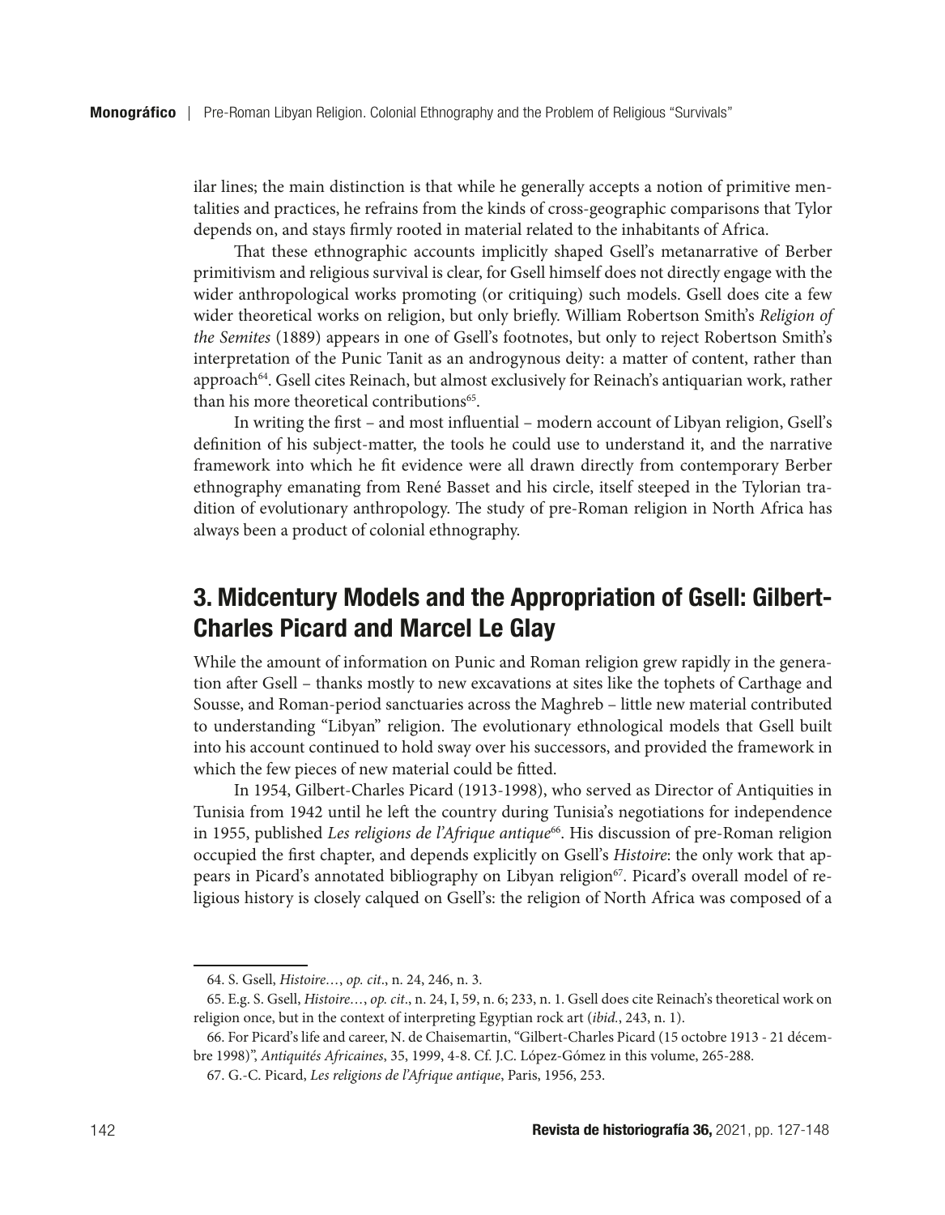ilar lines; the main distinction is that while he generally accepts a notion of primitive mentalities and practices, he refrains from the kinds of cross-geographic comparisons that Tylor depends on, and stays firmly rooted in material related to the inhabitants of Africa.

That these ethnographic accounts implicitly shaped Gsell's metanarrative of Berber primitivism and religious survival is clear, for Gsell himself does not directly engage with the wider anthropological works promoting (or critiquing) such models. Gsell does cite a few wider theoretical works on religion, but only briefly. William Robertson Smith's *Religion of the Semites* (1889) appears in one of Gsell's footnotes, but only to reject Robertson Smith's interpretation of the Punic Tanit as an androgynous deity: a matter of content, rather than approach[64]. Gsell cites Reinach, but almost exclusively for Reinach's antiquarian work, rather than his more theoretical contributions[65].

In writing the first – and most influential – modern account of Libyan religion, Gsell's definition of his subject-matter, the tools he could use to understand it, and the narrative framework into which he fit evidence were all drawn directly from contemporary Berber ethnography emanating from René Basset and his circle, itself steeped in the Tylorian tradition of evolutionary anthropology. The study of pre-Roman religion in North Africa has always been a product of colonial ethnography.

## 3. Midcentury Models and the Appropriation of Gsell: Gilbert-Charles Picard and Marcel Le Glay

While the amount of information on Punic and Roman religion grew rapidly in the generation after Gsell – thanks mostly to new excavations at sites like the tophets of Carthage and Sousse, and Roman-period sanctuaries across the Maghreb – little new material contributed to understanding "Libyan" religion. The evolutionary ethnological models that Gsell built into his account continued to hold sway over his successors, and provided the framework in which the few pieces of new material could be fitted.

In 1954, Gilbert-Charles Picard (1913-1998), who served as Director of Antiquities in Tunisia from 1942 until he left the country during Tunisia's negotiations for independence in 1955, published *Les religions de l'Afrique antique*[66]. His discussion of pre-Roman religion occupied the first chapter, and depends explicitly on Gsell's *Histoire*: the only work that appears in Picard's annotated bibliography on Libyan religion[67]. Picard's overall model of religious history is closely calqued on Gsell's: the religion of North Africa was composed of a

---

64. S. Gsell, *Histoire…*, *op. cit*., n. 24, 246, n. 3.

65. E.g. S. Gsell, *Histoire…*, *op. cit*., n. 24, I, 59, n. 6; 233, n. 1. Gsell does cite Reinach's theoretical work on religion once, but in the context of interpreting Egyptian rock art (*ibid.*, 243, n. 1).

66. For Picard's life and career, N. de Chaisemartin, "Gilbert-Charles Picard (15 octobre 1913 - 21 décembre 1998)", *Antiquités Africaines*, 35, 1999, 4-8. Cf. J.C. López-Gómez in this volume, 265-288.

67. G.-C. Picard, *Les religions de l'Afrique antique*, Paris, 1956, 253.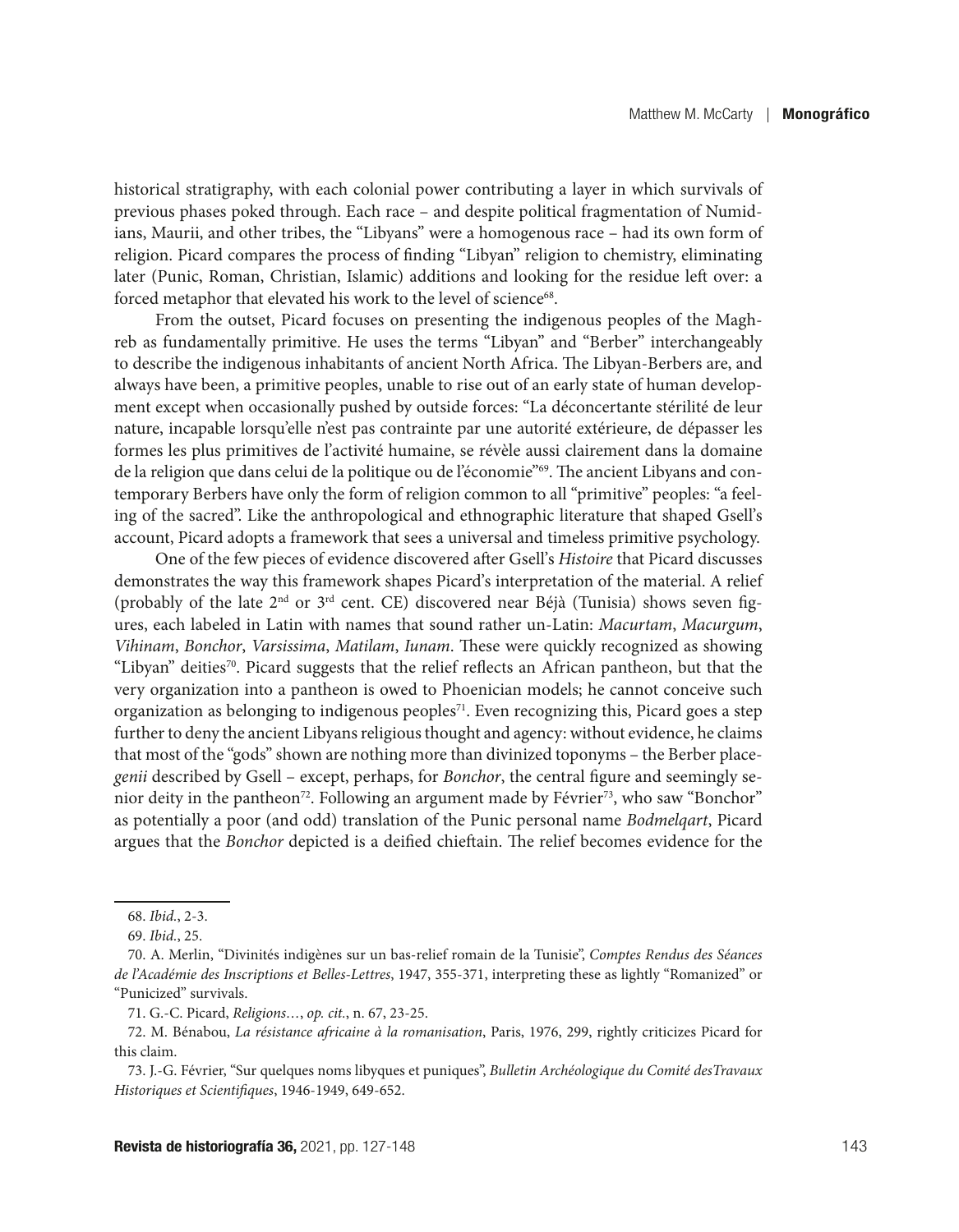historical stratigraphy, with each colonial power contributing a layer in which survivals of previous phases poked through. Each race – and despite political fragmentation of Numidians, Maurii, and other tribes, the "Libyans" were a homogenous race – had its own form of religion. Picard compares the process of finding "Libyan" religion to chemistry, eliminating later (Punic, Roman, Christian, Islamic) additions and looking for the residue left over: a forced metaphor that elevated his work to the level of science[68].

From the outset, Picard focuses on presenting the indigenous peoples of the Maghreb as fundamentally primitive. He uses the terms "Libyan" and "Berber" interchangeably to describe the indigenous inhabitants of ancient North Africa. The Libyan-Berbers are, and always have been, a primitive peoples, unable to rise out of an early state of human development except when occasionally pushed by outside forces: "La déconcertante stérilité de leur nature, incapable lorsqu'elle n'est pas contrainte par une autorité extérieure, de dépasser les formes les plus primitives de l'activité humaine, se révèle aussi clairement dans la domaine de la religion que dans celui de la politique ou de l'économie"[69]. The ancient Libyans and contemporary Berbers have only the form of religion common to all "primitive" peoples: "a feeling of the sacred". Like the anthropological and ethnographic literature that shaped Gsell's account, Picard adopts a framework that sees a universal and timeless primitive psychology.

One of the few pieces of evidence discovered after Gsell's *Histoire* that Picard discusses demonstrates the way this framework shapes Picard's interpretation of the material. A relief (probably of the late 2nd or 3rd cent. CE) discovered near Béjà (Tunisia) shows seven figures, each labeled in Latin with names that sound rather un-Latin: *Macurtam*, *Macurgum*, *Vihinam*, *Bonchor*, *Varsissima*, *Matilam*, *Iunam*. These were quickly recognized as showing "Libyan" deities[70]. Picard suggests that the relief reflects an African pantheon, but that the very organization into a pantheon is owed to Phoenician models; he cannot conceive such organization as belonging to indigenous peoples[71]. Even recognizing this, Picard goes a step further to deny the ancient Libyans religious thought and agency: without evidence, he claims that most of the "gods" shown are nothing more than divinized toponyms – the Berber place-*genii* described by Gsell – except, perhaps, for *Bonchor*, the central figure and seemingly senior deity in the pantheon[72]. Following an argument made by Février[73], who saw "Bonchor" as potentially a poor (and odd) translation of the Punic personal name *Bodmelqart*, Picard argues that the *Bonchor* depicted is a deified chieftain. The relief becomes evidence for the

---

68. *Ibid.*, 2-3.

69. *Ibid.*, 25.

70. A. Merlin, "Divinités indigènes sur un bas-relief romain de la Tunisie", *Comptes Rendus des Séances de l'Académie des Inscriptions et Belles-Lettres*, 1947, 355-371, interpreting these as lightly "Romanized" or "Punicized" survivals.

71. G.-C. Picard, *Religions…*, *op. cit.*, n. 67, 23-25.

72. M. Bénabou, *La résistance africaine à la romanisation*, Paris, 1976, 299, rightly criticizes Picard for this claim.

73. J.-G. Février, "Sur quelques noms libyques et puniques", *Bulletin Archéologique du Comité desTravaux Historiques et Scientifiques*, 1946-1949, 649-652.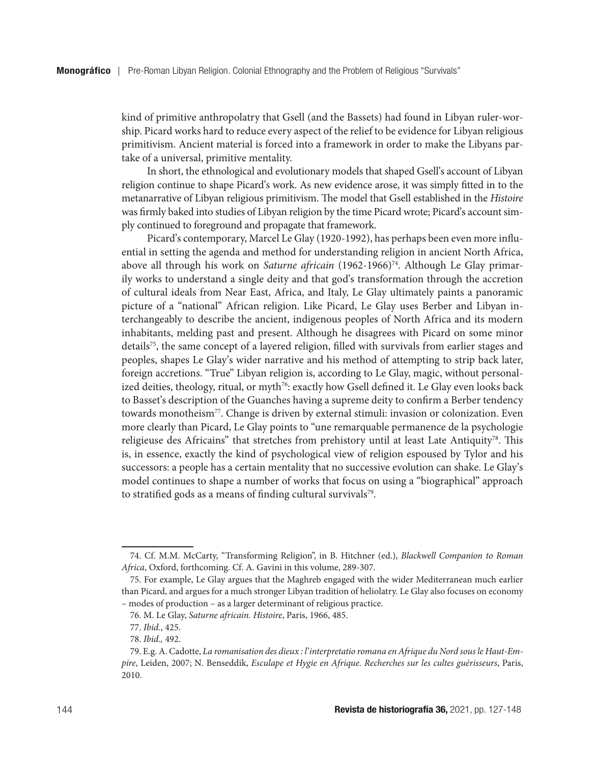kind of primitive anthropolatry that Gsell (and the Bassets) had found in Libyan ruler-worship. Picard works hard to reduce every aspect of the relief to be evidence for Libyan religious primitivism. Ancient material is forced into a framework in order to make the Libyans partake of a universal, primitive mentality.

In short, the ethnological and evolutionary models that shaped Gsell's account of Libyan religion continue to shape Picard's work. As new evidence arose, it was simply fitted in to the metanarrative of Libyan religious primitivism. The model that Gsell established in the *Histoire* was firmly baked into studies of Libyan religion by the time Picard wrote; Picard's account simply continued to foreground and propagate that framework.

Picard's contemporary, Marcel Le Glay (1920-1992), has perhaps been even more influential in setting the agenda and method for understanding religion in ancient North Africa, above all through his work on *Saturne africain* (1962-1966)[74]. Although Le Glay primarily works to understand a single deity and that god's transformation through the accretion of cultural ideals from Near East, Africa, and Italy, Le Glay ultimately paints a panoramic picture of a "national" African religion. Like Picard, Le Glay uses Berber and Libyan interchangeably to describe the ancient, indigenous peoples of North Africa and its modern inhabitants, melding past and present. Although he disagrees with Picard on some minor details[75], the same concept of a layered religion, filled with survivals from earlier stages and peoples, shapes Le Glay's wider narrative and his method of attempting to strip back later, foreign accretions. "True" Libyan religion is, according to Le Glay, magic, without personalized deities, theology, ritual, or myth[76]: exactly how Gsell defined it. Le Glay even looks back to Basset's description of the Guanches having a supreme deity to confirm a Berber tendency towards monotheism[77]. Change is driven by external stimuli: invasion or colonization. Even more clearly than Picard, Le Glay points to "une remarquable permanence de la psychologie religieuse des Africains" that stretches from prehistory until at least Late Antiquity[78]. This is, in essence, exactly the kind of psychological view of religion espoused by Tylor and his successors: a people has a certain mentality that no successive evolution can shake. Le Glay's model continues to shape a number of works that focus on using a "biographical" approach to stratified gods as a means of finding cultural survivals[79].

---

74. Cf. M.M. McCarty, "Transforming Religion", in B. Hitchner (ed.), *Blackwell Companion to Roman Africa*, Oxford, forthcoming. Cf. A. Gavini in this volume, 289-307.

75. For example, Le Glay argues that the Maghreb engaged with the wider Mediterranean much earlier than Picard, and argues for a much stronger Libyan tradition of heliolatry. Le Glay also focuses on economy – modes of production – as a larger determinant of religious practice.

76. M. Le Glay, *Saturne africain. Histoire*, Paris, 1966, 485.

77. *Ibid.*, 425.

78. *Ibid.,* 492.

79. E.g. A. Cadotte, *La romanisation des dieux : l'interpretatio romana en Afrique du Nord sous le Haut-Empire*, Leiden, 2007; N. Benseddik, *Esculape et Hygie en Afrique. Recherches sur les cultes guérisseurs*, Paris, 2010.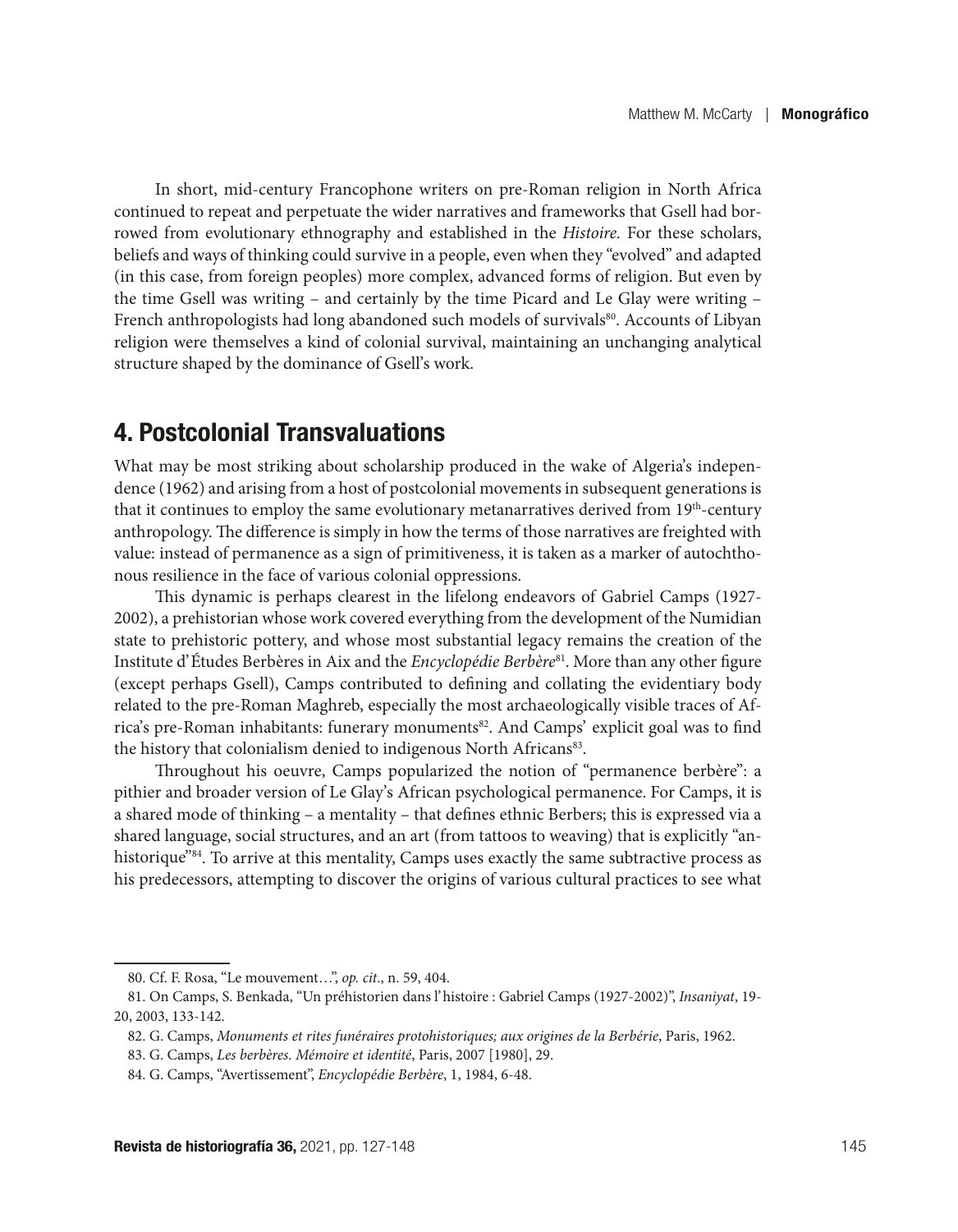In short, mid-century Francophone writers on pre-Roman religion in North Africa continued to repeat and perpetuate the wider narratives and frameworks that Gsell had borrowed from evolutionary ethnography and established in the *Histoire*. For these scholars, beliefs and ways of thinking could survive in a people, even when they "evolved" and adapted (in this case, from foreign peoples) more complex, advanced forms of religion. But even by the time Gsell was writing – and certainly by the time Picard and Le Glay were writing – French anthropologists had long abandoned such models of survivals[80]. Accounts of Libyan religion were themselves a kind of colonial survival, maintaining an unchanging analytical structure shaped by the dominance of Gsell's work.

## 4. Postcolonial Transvaluations

What may be most striking about scholarship produced in the wake of Algeria's independence (1962) and arising from a host of postcolonial movements in subsequent generations is that it continues to employ the same evolutionary metanarratives derived from 19th-century anthropology. The difference is simply in how the terms of those narratives are freighted with value: instead of permanence as a sign of primitiveness, it is taken as a marker of autochthonous resilience in the face of various colonial oppressions.

This dynamic is perhaps clearest in the lifelong endeavors of Gabriel Camps (1927-2002), a prehistorian whose work covered everything from the development of the Numidian state to prehistoric pottery, and whose most substantial legacy remains the creation of the Institute d'Études Berbères in Aix and the *Encyclopédie Berbère*[81]. More than any other figure (except perhaps Gsell), Camps contributed to defining and collating the evidentiary body related to the pre-Roman Maghreb, especially the most archaeologically visible traces of Africa's pre-Roman inhabitants: funerary monuments[82]. And Camps' explicit goal was to find the history that colonialism denied to indigenous North Africans[83].

Throughout his oeuvre, Camps popularized the notion of "permanence berbère": a pithier and broader version of Le Glay's African psychological permanence. For Camps, it is a shared mode of thinking – a mentality – that defines ethnic Berbers; this is expressed via a shared language, social structures, and an art (from tattoos to weaving) that is explicitly "anhistorique"[84]. To arrive at this mentality, Camps uses exactly the same subtractive process as his predecessors, attempting to discover the origins of various cultural practices to see what

80. Cf. F. Rosa, "Le mouvement…", *op. cit*., n. 59, 404.

81. On Camps, S. Benkada, "Un préhistorien dans l'histoire : Gabriel Camps (1927-2002)", *Insaniyat*, 19-20, 2003, 133-142.

82. G. Camps, *Monuments et rites funéraires protohistoriques; aux origines de la Berbérie*, Paris, 1962.

83. G. Camps, *Les berbères. Mémoire et identité*, Paris, 2007 [1980], 29.

84. G. Camps, "Avertissement", *Encyclopédie Berbère*, 1, 1984, 6-48.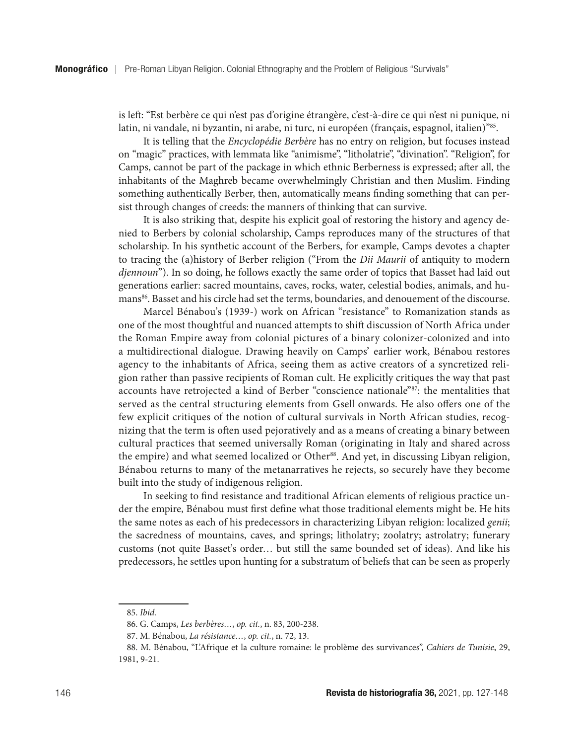is left: "Est berbère ce qui n'est pas d'origine étrangère, c'est-à-dire ce qui n'est ni punique, ni latin, ni vandale, ni byzantin, ni arabe, ni turc, ni européen (français, espagnol, italien)"[85].

It is telling that the *Encyclopédie Berbère* has no entry on religion, but focuses instead on "magic" practices, with lemmata like "animisme", "litholatrie", "divination". "Religion", for Camps, cannot be part of the package in which ethnic Berberness is expressed; after all, the inhabitants of the Maghreb became overwhelmingly Christian and then Muslim. Finding something authentically Berber, then, automatically means finding something that can persist through changes of creeds: the manners of thinking that can survive.

It is also striking that, despite his explicit goal of restoring the history and agency denied to Berbers by colonial scholarship, Camps reproduces many of the structures of that scholarship. In his synthetic account of the Berbers, for example, Camps devotes a chapter to tracing the (a)history of Berber religion ("From the *Dii Maurii* of antiquity to modern *djennoun*"). In so doing, he follows exactly the same order of topics that Basset had laid out generations earlier: sacred mountains, caves, rocks, water, celestial bodies, animals, and humans[86]. Basset and his circle had set the terms, boundaries, and denouement of the discourse.

Marcel Bénabou's (1939-) work on African "resistance" to Romanization stands as one of the most thoughtful and nuanced attempts to shift discussion of North Africa under the Roman Empire away from colonial pictures of a binary colonizer-colonized and into a multidirectional dialogue. Drawing heavily on Camps' earlier work, Bénabou restores agency to the inhabitants of Africa, seeing them as active creators of a syncretized religion rather than passive recipients of Roman cult. He explicitly critiques the way that past accounts have retrojected a kind of Berber "conscience nationale"[87]: the mentalities that served as the central structuring elements from Gsell onwards. He also offers one of the few explicit critiques of the notion of cultural survivals in North African studies, recognizing that the term is often used pejoratively and as a means of creating a binary between cultural practices that seemed universally Roman (originating in Italy and shared across the empire) and what seemed localized or Other[88]. And yet, in discussing Libyan religion, Bénabou returns to many of the metanarratives he rejects, so securely have they become built into the study of indigenous religion.

In seeking to find resistance and traditional African elements of religious practice under the empire, Bénabou must first define what those traditional elements might be. He hits the same notes as each of his predecessors in characterizing Libyan religion: localized *genii*; the sacredness of mountains, caves, and springs; litholatry; zoolatry; astrolatry; funerary customs (not quite Basset's order… but still the same bounded set of ideas). And like his predecessors, he settles upon hunting for a substratum of beliefs that can be seen as properly

---

85. *Ibid.*

86. G. Camps, *Les berbères…*, *op. cit.*, n. 83, 200-238.

87. M. Bénabou, *La résistance…*, *op. cit.*, n. 72, 13.

88. M. Bénabou, "L'Afrique et la culture romaine: le problème des survivances", *Cahiers de Tunisie*, 29, 1981, 9-21.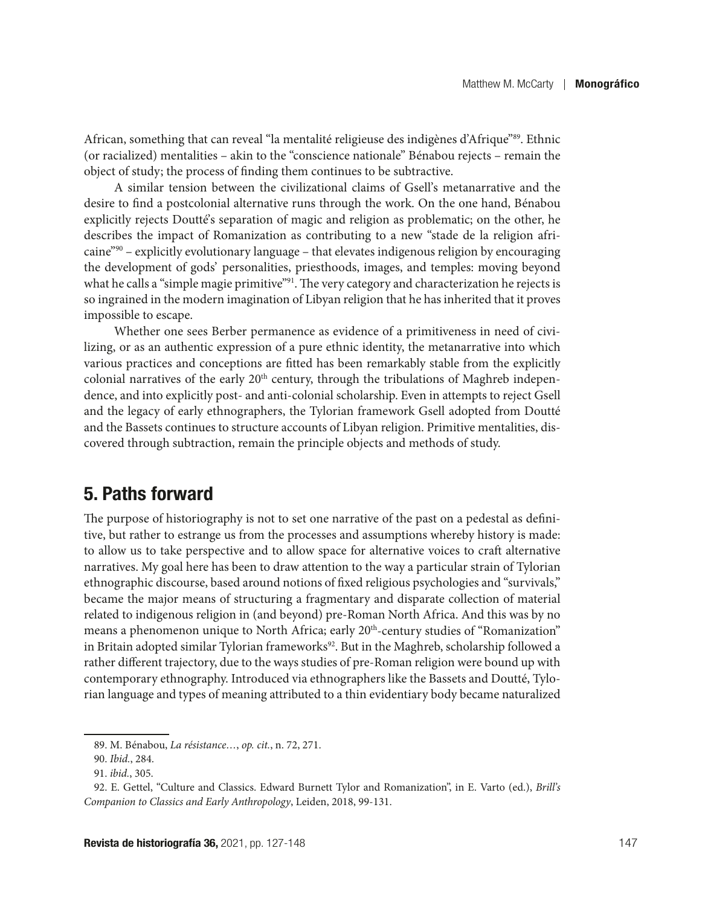African, something that can reveal "la mentalité religieuse des indigènes d'Afrique"[89]. Ethnic (or racialized) mentalities – akin to the "conscience nationale" Bénabou rejects – remain the object of study; the process of finding them continues to be subtractive.

A similar tension between the civilizational claims of Gsell's metanarrative and the desire to find a postcolonial alternative runs through the work. On the one hand, Bénabou explicitly rejects Doutté's separation of magic and religion as problematic; on the other, he describes the impact of Romanization as contributing to a new "stade de la religion africaine"[90] – explicitly evolutionary language – that elevates indigenous religion by encouraging the development of gods' personalities, priesthoods, images, and temples: moving beyond what he calls a "simple magie primitive"[91]. The very category and characterization he rejects is so ingrained in the modern imagination of Libyan religion that he has inherited that it proves impossible to escape.

Whether one sees Berber permanence as evidence of a primitiveness in need of civilizing, or as an authentic expression of a pure ethnic identity, the metanarrative into which various practices and conceptions are fitted has been remarkably stable from the explicitly colonial narratives of the early 20th century, through the tribulations of Maghreb independence, and into explicitly post- and anti-colonial scholarship. Even in attempts to reject Gsell and the legacy of early ethnographers, the Tylorian framework Gsell adopted from Doutté and the Bassets continues to structure accounts of Libyan religion. Primitive mentalities, discovered through subtraction, remain the principle objects and methods of study.

## 5. Paths forward

The purpose of historiography is not to set one narrative of the past on a pedestal as definitive, but rather to estrange us from the processes and assumptions whereby history is made: to allow us to take perspective and to allow space for alternative voices to craft alternative narratives. My goal here has been to draw attention to the way a particular strain of Tylorian ethnographic discourse, based around notions of fixed religious psychologies and "survivals," became the major means of structuring a fragmentary and disparate collection of material related to indigenous religion in (and beyond) pre-Roman North Africa. And this was by no means a phenomenon unique to North Africa; early 20th-century studies of "Romanization" in Britain adopted similar Tylorian frameworks[92]. But in the Maghreb, scholarship followed a rather different trajectory, due to the ways studies of pre-Roman religion were bound up with contemporary ethnography. Introduced via ethnographers like the Bassets and Doutté, Tylorian language and types of meaning attributed to a thin evidentiary body became naturalized

89. M. Bénabou, *La résistance…*, *op. cit.*, n. 72, 271.

90. *Ibid.*, 284.

91. *ibid.*, 305.

92. E. Gettel, "Culture and Classics. Edward Burnett Tylor and Romanization", in E. Varto (ed.), *Brill's Companion to Classics and Early Anthropology*, Leiden, 2018, 99-131.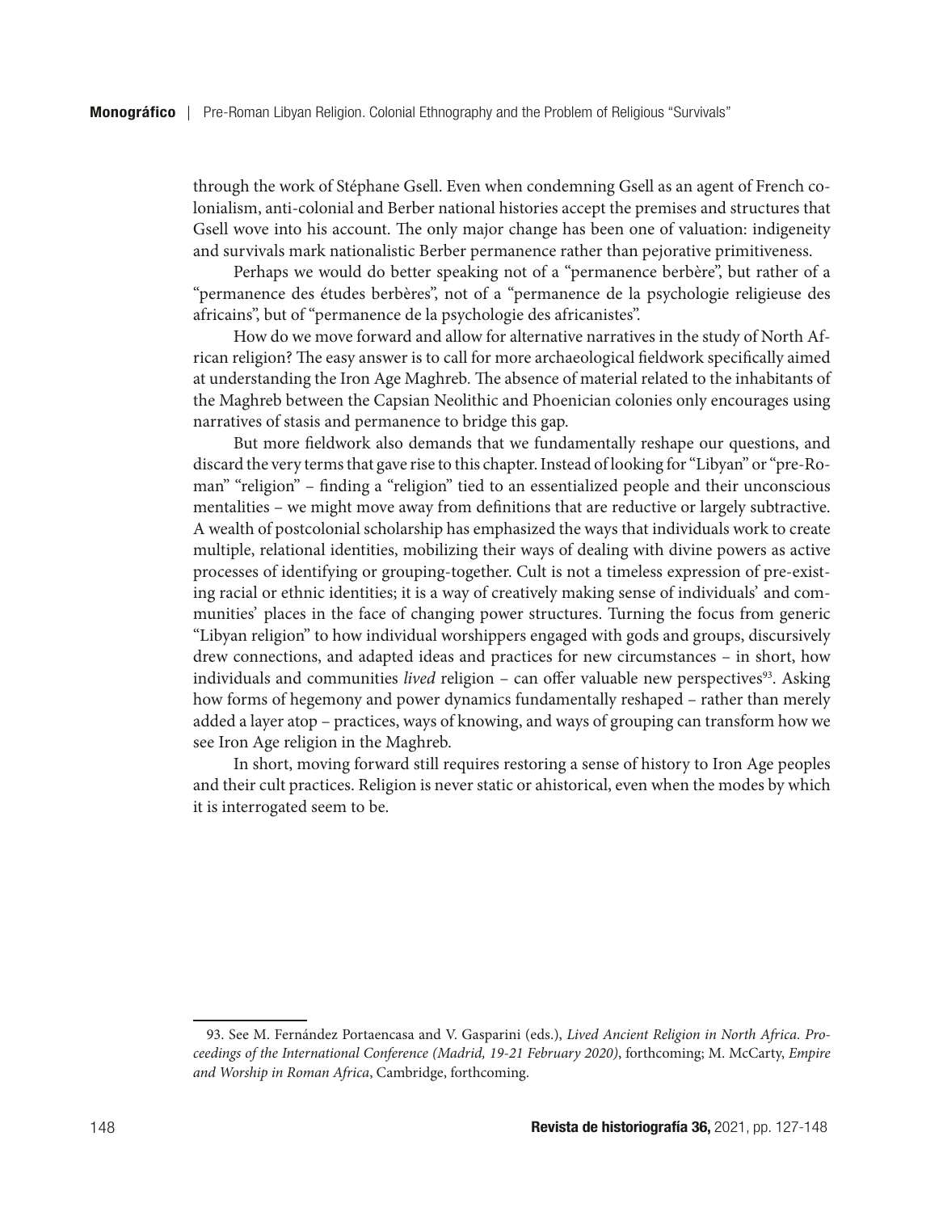through the work of Stéphane Gsell. Even when condemning Gsell as an agent of French colonialism, anti-colonial and Berber national histories accept the premises and structures that Gsell wove into his account. The only major change has been one of valuation: indigeneity and survivals mark nationalistic Berber permanence rather than pejorative primitiveness.

Perhaps we would do better speaking not of a "permanence berbère", but rather of a "permanence des études berbères", not of a "permanence de la psychologie religieuse des africains", but of "permanence de la psychologie des africanistes".

How do we move forward and allow for alternative narratives in the study of North African religion? The easy answer is to call for more archaeological fieldwork specifically aimed at understanding the Iron Age Maghreb. The absence of material related to the inhabitants of the Maghreb between the Capsian Neolithic and Phoenician colonies only encourages using narratives of stasis and permanence to bridge this gap.

But more fieldwork also demands that we fundamentally reshape our questions, and discard the very terms that gave rise to this chapter. Instead of looking for "Libyan" or "pre-Roman" "religion" – finding a "religion" tied to an essentialized people and their unconscious mentalities – we might move away from definitions that are reductive or largely subtractive. A wealth of postcolonial scholarship has emphasized the ways that individuals work to create multiple, relational identities, mobilizing their ways of dealing with divine powers as active processes of identifying or grouping-together. Cult is not a timeless expression of pre-existing racial or ethnic identities; it is a way of creatively making sense of individuals' and communities' places in the face of changing power structures. Turning the focus from generic "Libyan religion" to how individual worshippers engaged with gods and groups, discursively drew connections, and adapted ideas and practices for new circumstances – in short, how individuals and communities *lived* religion – can offer valuable new perspectives[93]. Asking how forms of hegemony and power dynamics fundamentally reshaped – rather than merely added a layer atop – practices, ways of knowing, and ways of grouping can transform how we see Iron Age religion in the Maghreb.

In short, moving forward still requires restoring a sense of history to Iron Age peoples and their cult practices. Religion is never static or ahistorical, even when the modes by which it is interrogated seem to be.

---

93. See M. Fernández Portaencasa and V. Gasparini (eds.), *Lived Ancient Religion in North Africa. Proceedings of the International Conference (Madrid, 19-21 February 2020)*, forthcoming; M. McCarty, *Empire and Worship in Roman Africa*, Cambridge, forthcoming.